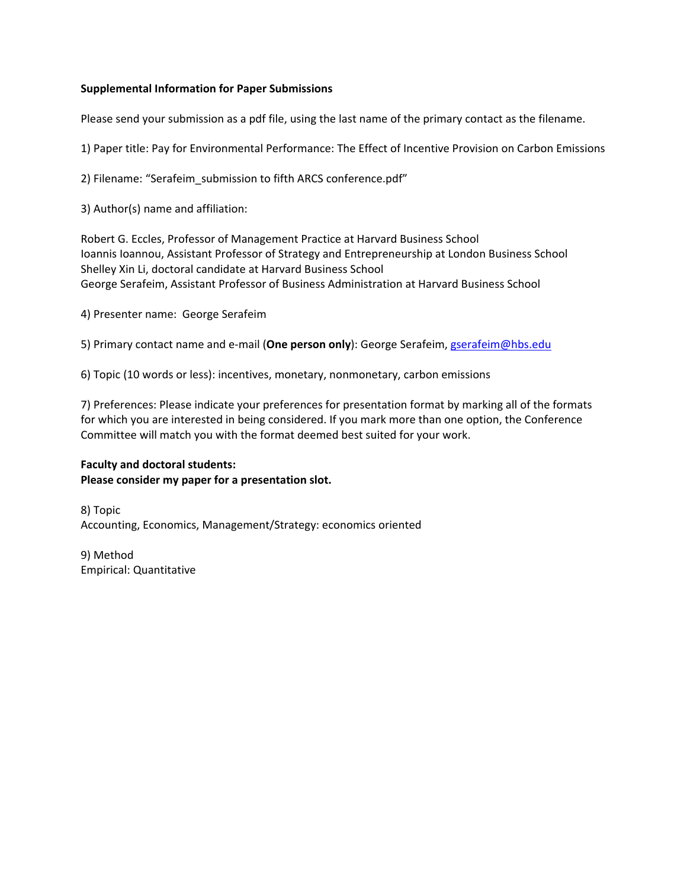**Supplemental Information for Paper Submissions**

Please send your submission as a pdf file, using the last name of the primary contact as the filename.

1) Paper title: Pay for Environmental Performance: The Effect of Incentive Provision on Carbon Emissions

2) Filename: "Serafeim_submission to fifth ARCS conference.pdf"

3) Author(s) name and affiliation:

Robert G. Eccles, Professor of Management Practice at Harvard Business School
Ioannis Ioannou, Assistant Professor of Strategy and Entrepreneurship at London Business School
Shelley Xin Li, doctoral candidate at Harvard Business School
George Serafeim, Assistant Professor of Business Administration at Harvard Business School

4) Presenter name: George Serafeim

5) Primary contact name and e-mail (**One person only**): George Serafeim, gserafeim@hbs.edu

6) Topic (10 words or less): incentives, monetary, nonmonetary, carbon emissions

7) Preferences: Please indicate your preferences for presentation format by marking all of the formats for which you are interested in being considered. If you mark more than one option, the Conference Committee will match you with the format deemed best suited for your work.

**Faculty and doctoral students:**
**Please consider my paper for a presentation slot.**

8) Topic
Accounting, Economics, Management/Strategy: economics oriented

9) Method
Empirical: Quantitative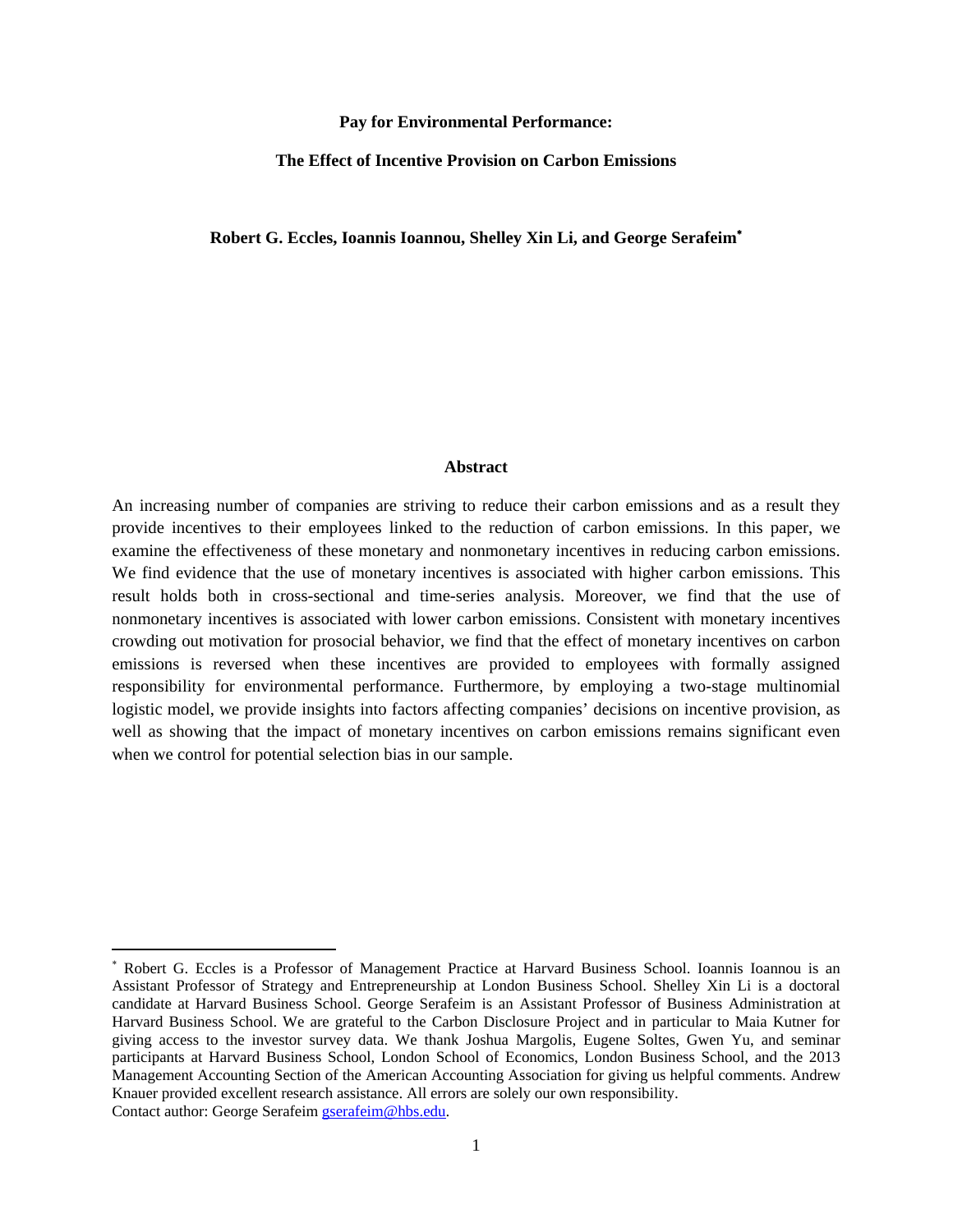**Pay for Environmental Performance:**

**The Effect of Incentive Provision on Carbon Emissions**

**Robert G. Eccles, Ioannis Ioannou, Shelley Xin Li, and George Serafeim***

**Abstract**

An increasing number of companies are striving to reduce their carbon emissions and as a result they provide incentives to their employees linked to the reduction of carbon emissions. In this paper, we examine the effectiveness of these monetary and nonmonetary incentives in reducing carbon emissions. We find evidence that the use of monetary incentives is associated with higher carbon emissions. This result holds both in cross-sectional and time-series analysis. Moreover, we find that the use of nonmonetary incentives is associated with lower carbon emissions. Consistent with monetary incentives crowding out motivation for prosocial behavior, we find that the effect of monetary incentives on carbon emissions is reversed when these incentives are provided to employees with formally assigned responsibility for environmental performance. Furthermore, by employing a two-stage multinomial logistic model, we provide insights into factors affecting companies' decisions on incentive provision, as well as showing that the impact of monetary incentives on carbon emissions remains significant even when we control for potential selection bias in our sample.

---

* Robert G. Eccles is a Professor of Management Practice at Harvard Business School. Ioannis Ioannou is an Assistant Professor of Strategy and Entrepreneurship at London Business School. Shelley Xin Li is a doctoral candidate at Harvard Business School. George Serafeim is an Assistant Professor of Business Administration at Harvard Business School. We are grateful to the Carbon Disclosure Project and in particular to Maia Kutner for giving access to the investor survey data. We thank Joshua Margolis, Eugene Soltes, Gwen Yu, and seminar participants at Harvard Business School, London School of Economics, London Business School, and the 2013 Management Accounting Section of the American Accounting Association for giving us helpful comments. Andrew Knauer provided excellent research assistance. All errors are solely our own responsibility.
Contact author: George Serafeim gserafeim@hbs.edu.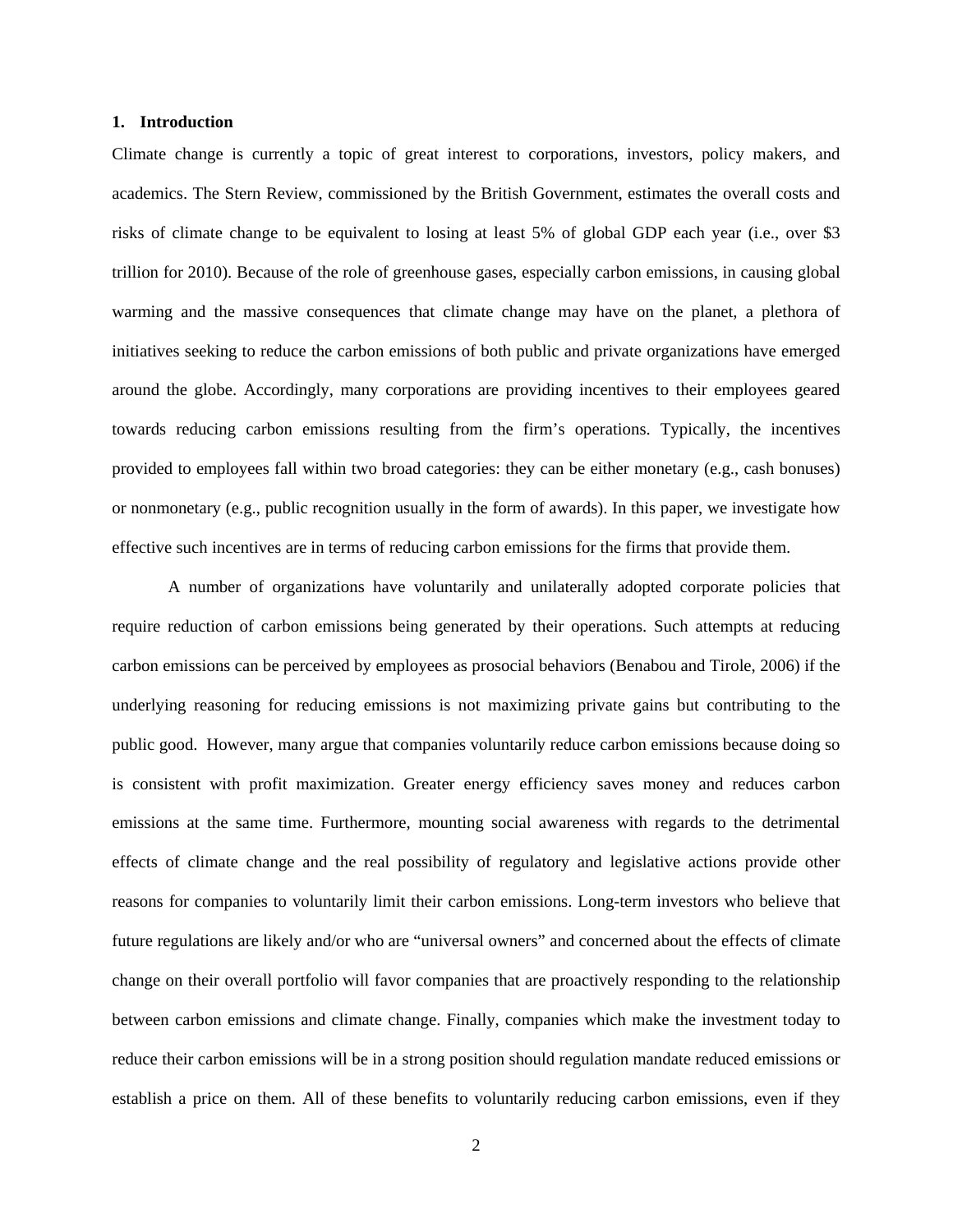## 1. Introduction

Climate change is currently a topic of great interest to corporations, investors, policy makers, and academics. The Stern Review, commissioned by the British Government, estimates the overall costs and risks of climate change to be equivalent to losing at least 5% of global GDP each year (i.e., over $3 trillion for 2010). Because of the role of greenhouse gases, especially carbon emissions, in causing global warming and the massive consequences that climate change may have on the planet, a plethora of initiatives seeking to reduce the carbon emissions of both public and private organizations have emerged around the globe. Accordingly, many corporations are providing incentives to their employees geared towards reducing carbon emissions resulting from the firm's operations. Typically, the incentives provided to employees fall within two broad categories: they can be either monetary (e.g., cash bonuses) or nonmonetary (e.g., public recognition usually in the form of awards). In this paper, we investigate how effective such incentives are in terms of reducing carbon emissions for the firms that provide them.

A number of organizations have voluntarily and unilaterally adopted corporate policies that require reduction of carbon emissions being generated by their operations. Such attempts at reducing carbon emissions can be perceived by employees as prosocial behaviors (Benabou and Tirole, 2006) if the underlying reasoning for reducing emissions is not maximizing private gains but contributing to the public good. However, many argue that companies voluntarily reduce carbon emissions because doing so is consistent with profit maximization. Greater energy efficiency saves money and reduces carbon emissions at the same time. Furthermore, mounting social awareness with regards to the detrimental effects of climate change and the real possibility of regulatory and legislative actions provide other reasons for companies to voluntarily limit their carbon emissions. Long-term investors who believe that future regulations are likely and/or who are "universal owners" and concerned about the effects of climate change on their overall portfolio will favor companies that are proactively responding to the relationship between carbon emissions and climate change. Finally, companies which make the investment today to reduce their carbon emissions will be in a strong position should regulation mandate reduced emissions or establish a price on them. All of these benefits to voluntarily reducing carbon emissions, even if they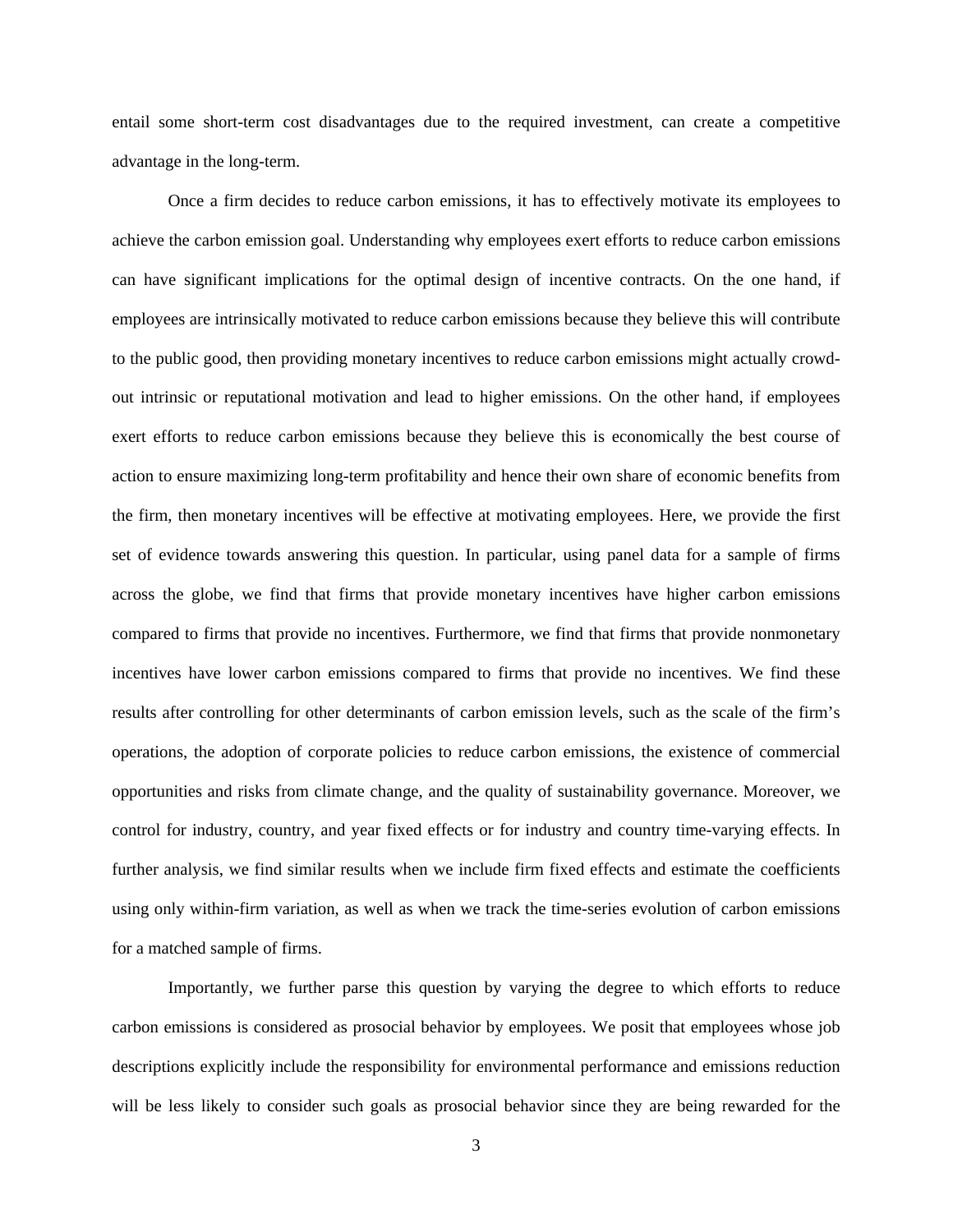entail some short-term cost disadvantages due to the required investment, can create a competitive advantage in the long-term.

Once a firm decides to reduce carbon emissions, it has to effectively motivate its employees to achieve the carbon emission goal. Understanding why employees exert efforts to reduce carbon emissions can have significant implications for the optimal design of incentive contracts. On the one hand, if employees are intrinsically motivated to reduce carbon emissions because they believe this will contribute to the public good, then providing monetary incentives to reduce carbon emissions might actually crowd-out intrinsic or reputational motivation and lead to higher emissions. On the other hand, if employees exert efforts to reduce carbon emissions because they believe this is economically the best course of action to ensure maximizing long-term profitability and hence their own share of economic benefits from the firm, then monetary incentives will be effective at motivating employees. Here, we provide the first set of evidence towards answering this question. In particular, using panel data for a sample of firms across the globe, we find that firms that provide monetary incentives have higher carbon emissions compared to firms that provide no incentives. Furthermore, we find that firms that provide nonmonetary incentives have lower carbon emissions compared to firms that provide no incentives. We find these results after controlling for other determinants of carbon emission levels, such as the scale of the firm's operations, the adoption of corporate policies to reduce carbon emissions, the existence of commercial opportunities and risks from climate change, and the quality of sustainability governance. Moreover, we control for industry, country, and year fixed effects or for industry and country time-varying effects. In further analysis, we find similar results when we include firm fixed effects and estimate the coefficients using only within-firm variation, as well as when we track the time-series evolution of carbon emissions for a matched sample of firms.

Importantly, we further parse this question by varying the degree to which efforts to reduce carbon emissions is considered as prosocial behavior by employees. We posit that employees whose job descriptions explicitly include the responsibility for environmental performance and emissions reduction will be less likely to consider such goals as prosocial behavior since they are being rewarded for the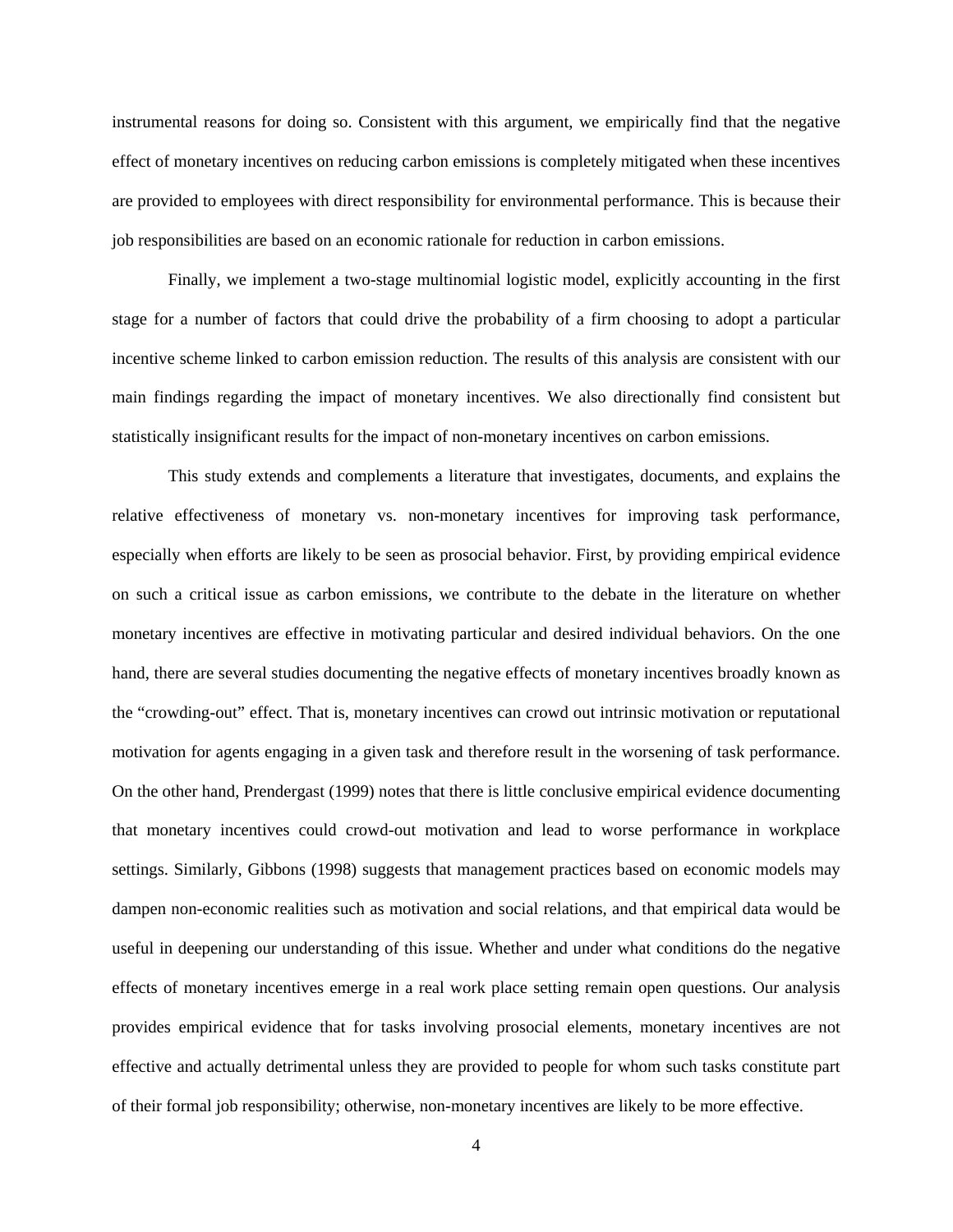instrumental reasons for doing so. Consistent with this argument, we empirically find that the negative effect of monetary incentives on reducing carbon emissions is completely mitigated when these incentives are provided to employees with direct responsibility for environmental performance. This is because their job responsibilities are based on an economic rationale for reduction in carbon emissions.

Finally, we implement a two-stage multinomial logistic model, explicitly accounting in the first stage for a number of factors that could drive the probability of a firm choosing to adopt a particular incentive scheme linked to carbon emission reduction. The results of this analysis are consistent with our main findings regarding the impact of monetary incentives. We also directionally find consistent but statistically insignificant results for the impact of non-monetary incentives on carbon emissions.

This study extends and complements a literature that investigates, documents, and explains the relative effectiveness of monetary vs. non-monetary incentives for improving task performance, especially when efforts are likely to be seen as prosocial behavior. First, by providing empirical evidence on such a critical issue as carbon emissions, we contribute to the debate in the literature on whether monetary incentives are effective in motivating particular and desired individual behaviors. On the one hand, there are several studies documenting the negative effects of monetary incentives broadly known as the "crowding-out" effect. That is, monetary incentives can crowd out intrinsic motivation or reputational motivation for agents engaging in a given task and therefore result in the worsening of task performance. On the other hand, Prendergast (1999) notes that there is little conclusive empirical evidence documenting that monetary incentives could crowd-out motivation and lead to worse performance in workplace settings. Similarly, Gibbons (1998) suggests that management practices based on economic models may dampen non-economic realities such as motivation and social relations, and that empirical data would be useful in deepening our understanding of this issue. Whether and under what conditions do the negative effects of monetary incentives emerge in a real work place setting remain open questions. Our analysis provides empirical evidence that for tasks involving prosocial elements, monetary incentives are not effective and actually detrimental unless they are provided to people for whom such tasks constitute part of their formal job responsibility; otherwise, non-monetary incentives are likely to be more effective.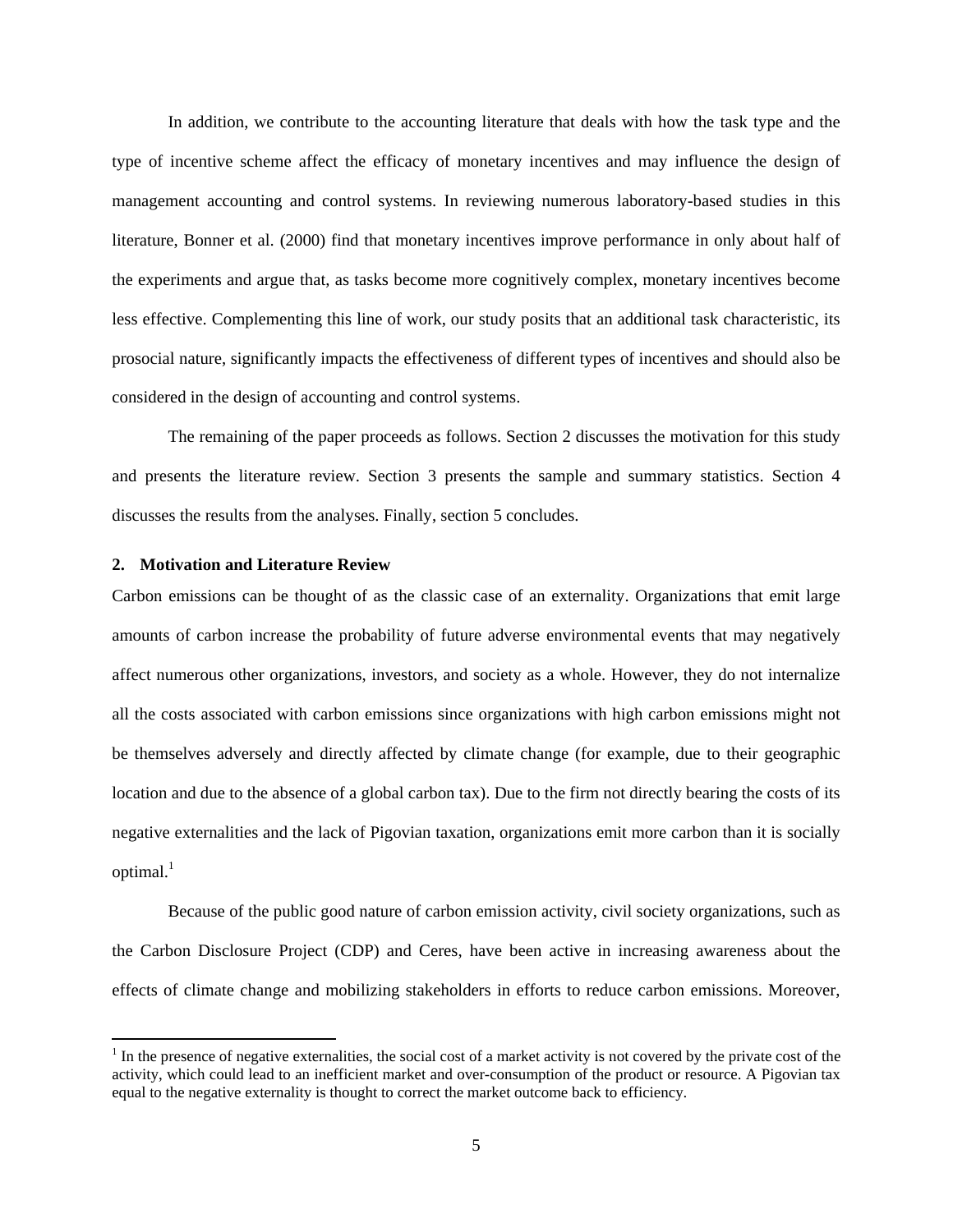In addition, we contribute to the accounting literature that deals with how the task type and the type of incentive scheme affect the efficacy of monetary incentives and may influence the design of management accounting and control systems. In reviewing numerous laboratory-based studies in this literature, Bonner et al. (2000) find that monetary incentives improve performance in only about half of the experiments and argue that, as tasks become more cognitively complex, monetary incentives become less effective. Complementing this line of work, our study posits that an additional task characteristic, its prosocial nature, significantly impacts the effectiveness of different types of incentives and should also be considered in the design of accounting and control systems.

The remaining of the paper proceeds as follows. Section 2 discusses the motivation for this study and presents the literature review. Section 3 presents the sample and summary statistics. Section 4 discusses the results from the analyses. Finally, section 5 concludes.

## 2. Motivation and Literature Review

Carbon emissions can be thought of as the classic case of an externality. Organizations that emit large amounts of carbon increase the probability of future adverse environmental events that may negatively affect numerous other organizations, investors, and society as a whole. However, they do not internalize all the costs associated with carbon emissions since organizations with high carbon emissions might not be themselves adversely and directly affected by climate change (for example, due to their geographic location and due to the absence of a global carbon tax). Due to the firm not directly bearing the costs of its negative externalities and the lack of Pigovian taxation, organizations emit more carbon than it is socially optimal.[1]

Because of the public good nature of carbon emission activity, civil society organizations, such as the Carbon Disclosure Project (CDP) and Ceres, have been active in increasing awareness about the effects of climate change and mobilizing stakeholders in efforts to reduce carbon emissions. Moreover,

[1] In the presence of negative externalities, the social cost of a market activity is not covered by the private cost of the activity, which could lead to an inefficient market and over-consumption of the product or resource. A Pigovian tax equal to the negative externality is thought to correct the market outcome back to efficiency.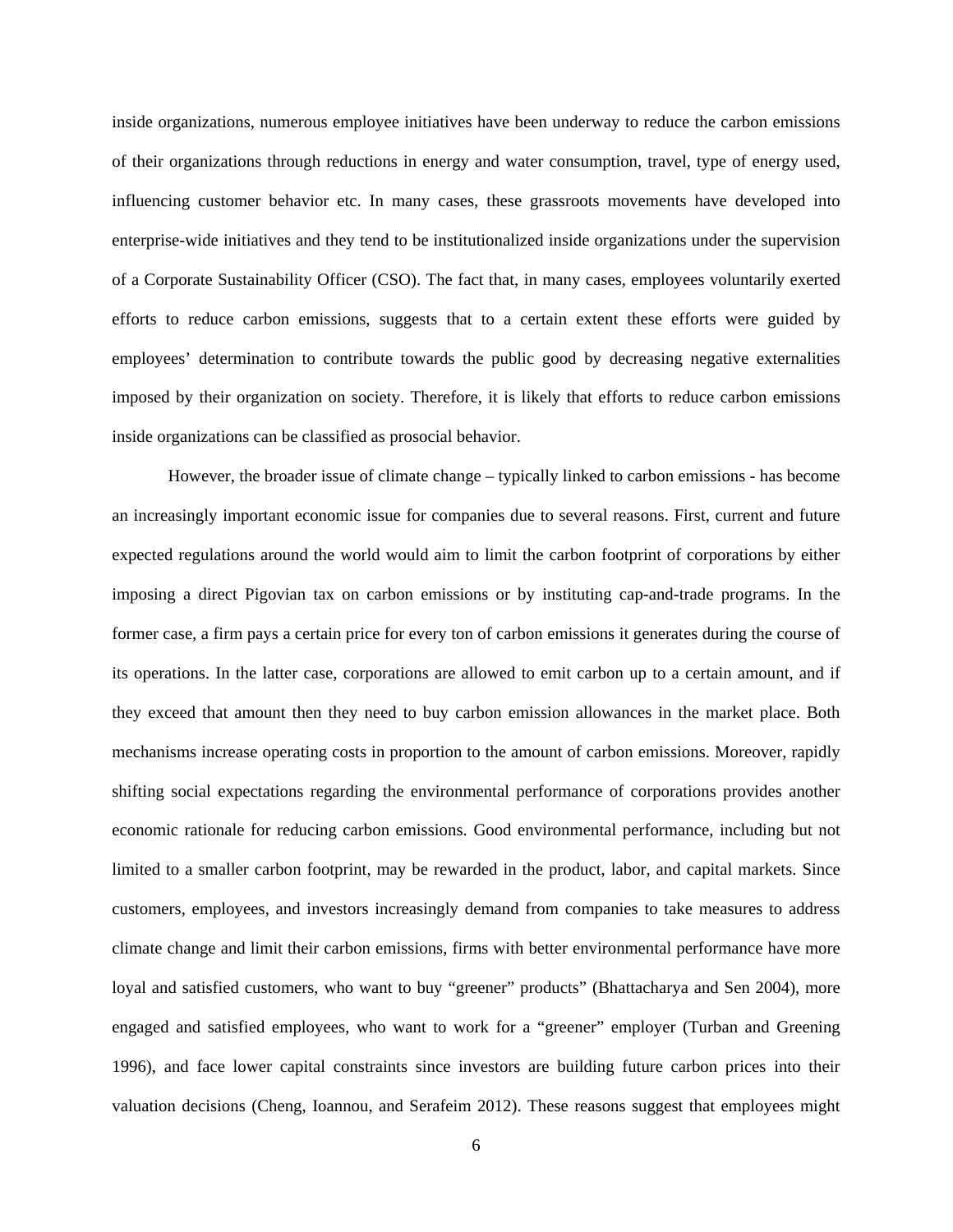inside organizations, numerous employee initiatives have been underway to reduce the carbon emissions of their organizations through reductions in energy and water consumption, travel, type of energy used, influencing customer behavior etc. In many cases, these grassroots movements have developed into enterprise-wide initiatives and they tend to be institutionalized inside organizations under the supervision of a Corporate Sustainability Officer (CSO). The fact that, in many cases, employees voluntarily exerted efforts to reduce carbon emissions, suggests that to a certain extent these efforts were guided by employees' determination to contribute towards the public good by decreasing negative externalities imposed by their organization on society. Therefore, it is likely that efforts to reduce carbon emissions inside organizations can be classified as prosocial behavior.

However, the broader issue of climate change – typically linked to carbon emissions - has become an increasingly important economic issue for companies due to several reasons. First, current and future expected regulations around the world would aim to limit the carbon footprint of corporations by either imposing a direct Pigovian tax on carbon emissions or by instituting cap-and-trade programs. In the former case, a firm pays a certain price for every ton of carbon emissions it generates during the course of its operations. In the latter case, corporations are allowed to emit carbon up to a certain amount, and if they exceed that amount then they need to buy carbon emission allowances in the market place. Both mechanisms increase operating costs in proportion to the amount of carbon emissions. Moreover, rapidly shifting social expectations regarding the environmental performance of corporations provides another economic rationale for reducing carbon emissions. Good environmental performance, including but not limited to a smaller carbon footprint, may be rewarded in the product, labor, and capital markets. Since customers, employees, and investors increasingly demand from companies to take measures to address climate change and limit their carbon emissions, firms with better environmental performance have more loyal and satisfied customers, who want to buy "greener" products" (Bhattacharya and Sen 2004), more engaged and satisfied employees, who want to work for a "greener" employer (Turban and Greening 1996), and face lower capital constraints since investors are building future carbon prices into their valuation decisions (Cheng, Ioannou, and Serafeim 2012). These reasons suggest that employees might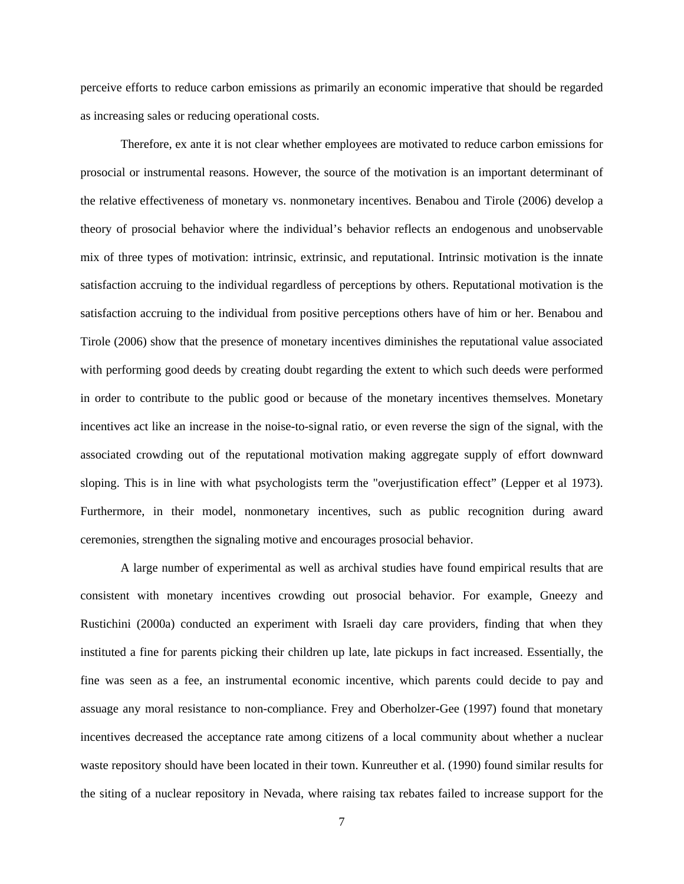perceive efforts to reduce carbon emissions as primarily an economic imperative that should be regarded as increasing sales or reducing operational costs.

Therefore, ex ante it is not clear whether employees are motivated to reduce carbon emissions for prosocial or instrumental reasons. However, the source of the motivation is an important determinant of the relative effectiveness of monetary vs. nonmonetary incentives. Benabou and Tirole (2006) develop a theory of prosocial behavior where the individual's behavior reflects an endogenous and unobservable mix of three types of motivation: intrinsic, extrinsic, and reputational. Intrinsic motivation is the innate satisfaction accruing to the individual regardless of perceptions by others. Reputational motivation is the satisfaction accruing to the individual from positive perceptions others have of him or her. Benabou and Tirole (2006) show that the presence of monetary incentives diminishes the reputational value associated with performing good deeds by creating doubt regarding the extent to which such deeds were performed in order to contribute to the public good or because of the monetary incentives themselves. Monetary incentives act like an increase in the noise-to-signal ratio, or even reverse the sign of the signal, with the associated crowding out of the reputational motivation making aggregate supply of effort downward sloping. This is in line with what psychologists term the "overjustification effect" (Lepper et al 1973). Furthermore, in their model, nonmonetary incentives, such as public recognition during award ceremonies, strengthen the signaling motive and encourages prosocial behavior.

A large number of experimental as well as archival studies have found empirical results that are consistent with monetary incentives crowding out prosocial behavior. For example, Gneezy and Rustichini (2000a) conducted an experiment with Israeli day care providers, finding that when they instituted a fine for parents picking their children up late, late pickups in fact increased. Essentially, the fine was seen as a fee, an instrumental economic incentive, which parents could decide to pay and assuage any moral resistance to non-compliance. Frey and Oberholzer-Gee (1997) found that monetary incentives decreased the acceptance rate among citizens of a local community about whether a nuclear waste repository should have been located in their town. Kunreuther et al. (1990) found similar results for the siting of a nuclear repository in Nevada, where raising tax rebates failed to increase support for the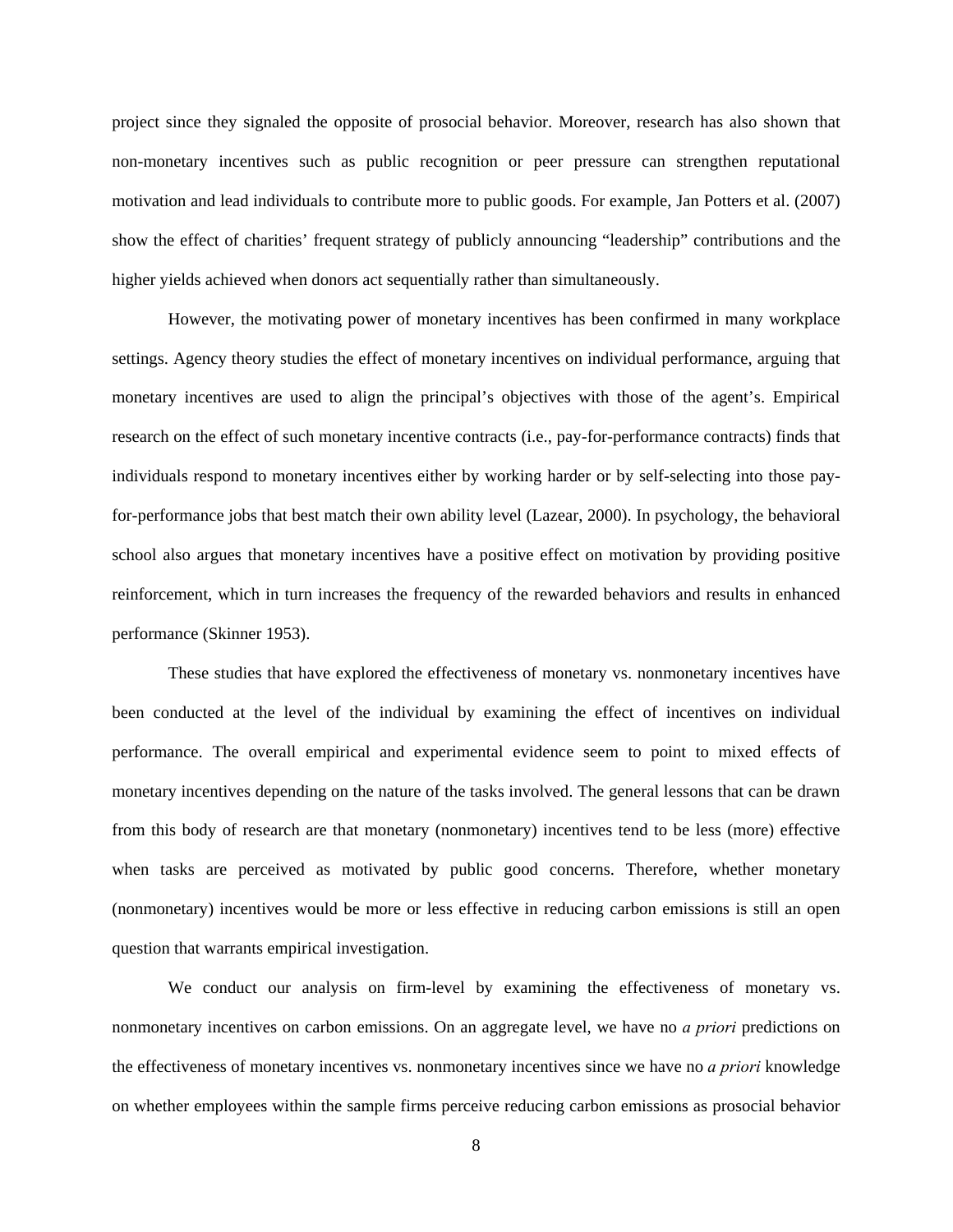project since they signaled the opposite of prosocial behavior. Moreover, research has also shown that non-monetary incentives such as public recognition or peer pressure can strengthen reputational motivation and lead individuals to contribute more to public goods. For example, Jan Potters et al. (2007) show the effect of charities' frequent strategy of publicly announcing "leadership" contributions and the higher yields achieved when donors act sequentially rather than simultaneously.

However, the motivating power of monetary incentives has been confirmed in many workplace settings. Agency theory studies the effect of monetary incentives on individual performance, arguing that monetary incentives are used to align the principal's objectives with those of the agent's. Empirical research on the effect of such monetary incentive contracts (i.e., pay-for-performance contracts) finds that individuals respond to monetary incentives either by working harder or by self-selecting into those pay-for-performance jobs that best match their own ability level (Lazear, 2000). In psychology, the behavioral school also argues that monetary incentives have a positive effect on motivation by providing positive reinforcement, which in turn increases the frequency of the rewarded behaviors and results in enhanced performance (Skinner 1953).

These studies that have explored the effectiveness of monetary vs. nonmonetary incentives have been conducted at the level of the individual by examining the effect of incentives on individual performance. The overall empirical and experimental evidence seem to point to mixed effects of monetary incentives depending on the nature of the tasks involved. The general lessons that can be drawn from this body of research are that monetary (nonmonetary) incentives tend to be less (more) effective when tasks are perceived as motivated by public good concerns. Therefore, whether monetary (nonmonetary) incentives would be more or less effective in reducing carbon emissions is still an open question that warrants empirical investigation.

We conduct our analysis on firm-level by examining the effectiveness of monetary vs. nonmonetary incentives on carbon emissions. On an aggregate level, we have no *a priori* predictions on the effectiveness of monetary incentives vs. nonmonetary incentives since we have no *a priori* knowledge on whether employees within the sample firms perceive reducing carbon emissions as prosocial behavior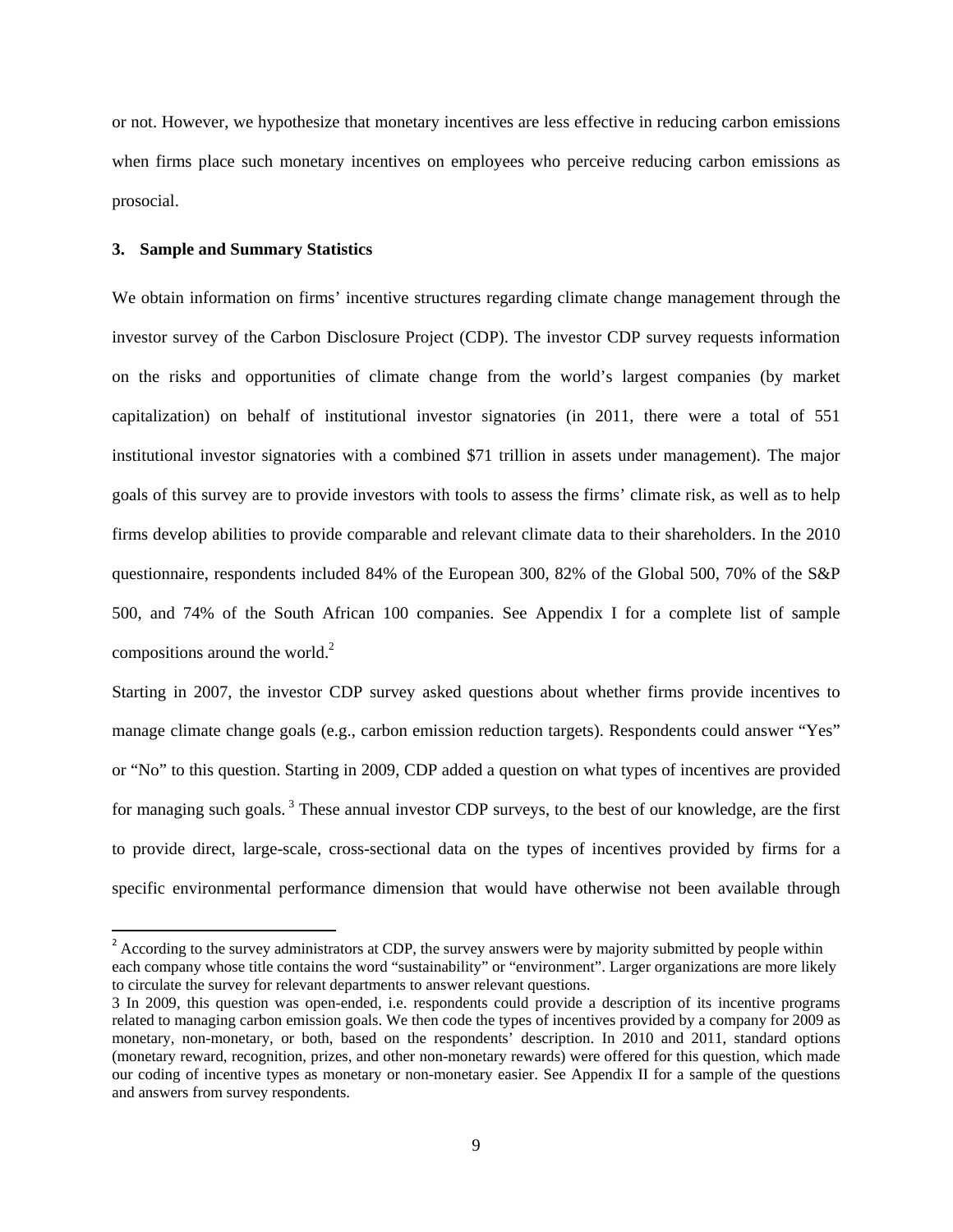or not. However, we hypothesize that monetary incentives are less effective in reducing carbon emissions when firms place such monetary incentives on employees who perceive reducing carbon emissions as prosocial.

### 3. Sample and Summary Statistics

We obtain information on firms' incentive structures regarding climate change management through the investor survey of the Carbon Disclosure Project (CDP). The investor CDP survey requests information on the risks and opportunities of climate change from the world's largest companies (by market capitalization) on behalf of institutional investor signatories (in 2011, there were a total of 551 institutional investor signatories with a combined $71 trillion in assets under management). The major goals of this survey are to provide investors with tools to assess the firms' climate risk, as well as to help firms develop abilities to provide comparable and relevant climate data to their shareholders. In the 2010 questionnaire, respondents included 84% of the European 300, 82% of the Global 500, 70% of the S&P 500, and 74% of the South African 100 companies. See Appendix I for a complete list of sample compositions around the world.[2]

Starting in 2007, the investor CDP survey asked questions about whether firms provide incentives to manage climate change goals (e.g., carbon emission reduction targets). Respondents could answer "Yes" or "No" to this question. Starting in 2009, CDP added a question on what types of incentives are provided for managing such goals.[3] These annual investor CDP surveys, to the best of our knowledge, are the first to provide direct, large-scale, cross-sectional data on the types of incentives provided by firms for a specific environmental performance dimension that would have otherwise not been available through

---

[2] According to the survey administrators at CDP, the survey answers were by majority submitted by people within each company whose title contains the word "sustainability" or "environment". Larger organizations are more likely to circulate the survey for relevant departments to answer relevant questions.

[3] In 2009, this question was open-ended, i.e. respondents could provide a description of its incentive programs related to managing carbon emission goals. We then code the types of incentives provided by a company for 2009 as monetary, non-monetary, or both, based on the respondents' description. In 2010 and 2011, standard options (monetary reward, recognition, prizes, and other non-monetary rewards) were offered for this question, which made our coding of incentive types as monetary or non-monetary easier. See Appendix II for a sample of the questions and answers from survey respondents.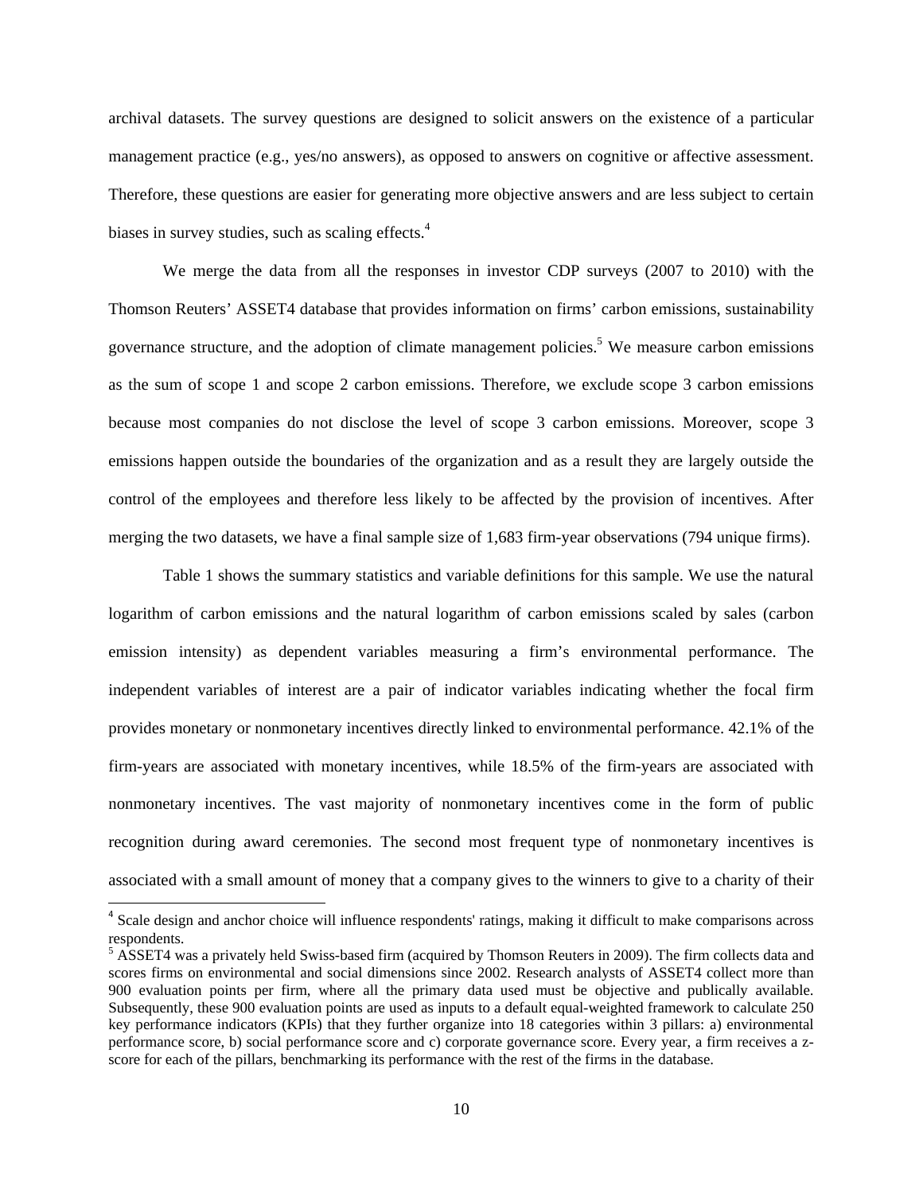archival datasets. The survey questions are designed to solicit answers on the existence of a particular management practice (e.g., yes/no answers), as opposed to answers on cognitive or affective assessment. Therefore, these questions are easier for generating more objective answers and are less subject to certain biases in survey studies, such as scaling effects.[4]

We merge the data from all the responses in investor CDP surveys (2007 to 2010) with the Thomson Reuters' ASSET4 database that provides information on firms' carbon emissions, sustainability governance structure, and the adoption of climate management policies.[5] We measure carbon emissions as the sum of scope 1 and scope 2 carbon emissions. Therefore, we exclude scope 3 carbon emissions because most companies do not disclose the level of scope 3 carbon emissions. Moreover, scope 3 emissions happen outside the boundaries of the organization and as a result they are largely outside the control of the employees and therefore less likely to be affected by the provision of incentives. After merging the two datasets, we have a final sample size of 1,683 firm-year observations (794 unique firms).

Table 1 shows the summary statistics and variable definitions for this sample. We use the natural logarithm of carbon emissions and the natural logarithm of carbon emissions scaled by sales (carbon emission intensity) as dependent variables measuring a firm's environmental performance. The independent variables of interest are a pair of indicator variables indicating whether the focal firm provides monetary or nonmonetary incentives directly linked to environmental performance. 42.1% of the firm-years are associated with monetary incentives, while 18.5% of the firm-years are associated with nonmonetary incentives. The vast majority of nonmonetary incentives come in the form of public recognition during award ceremonies. The second most frequent type of nonmonetary incentives is associated with a small amount of money that a company gives to the winners to give to a charity of their

[4] Scale design and anchor choice will influence respondents' ratings, making it difficult to make comparisons across respondents.

[5] ASSET4 was a privately held Swiss-based firm (acquired by Thomson Reuters in 2009). The firm collects data and scores firms on environmental and social dimensions since 2002. Research analysts of ASSET4 collect more than 900 evaluation points per firm, where all the primary data used must be objective and publically available. Subsequently, these 900 evaluation points are used as inputs to a default equal-weighted framework to calculate 250 key performance indicators (KPIs) that they further organize into 18 categories within 3 pillars: a) environmental performance score, b) social performance score and c) corporate governance score. Every year, a firm receives a z-score for each of the pillars, benchmarking its performance with the rest of the firms in the database.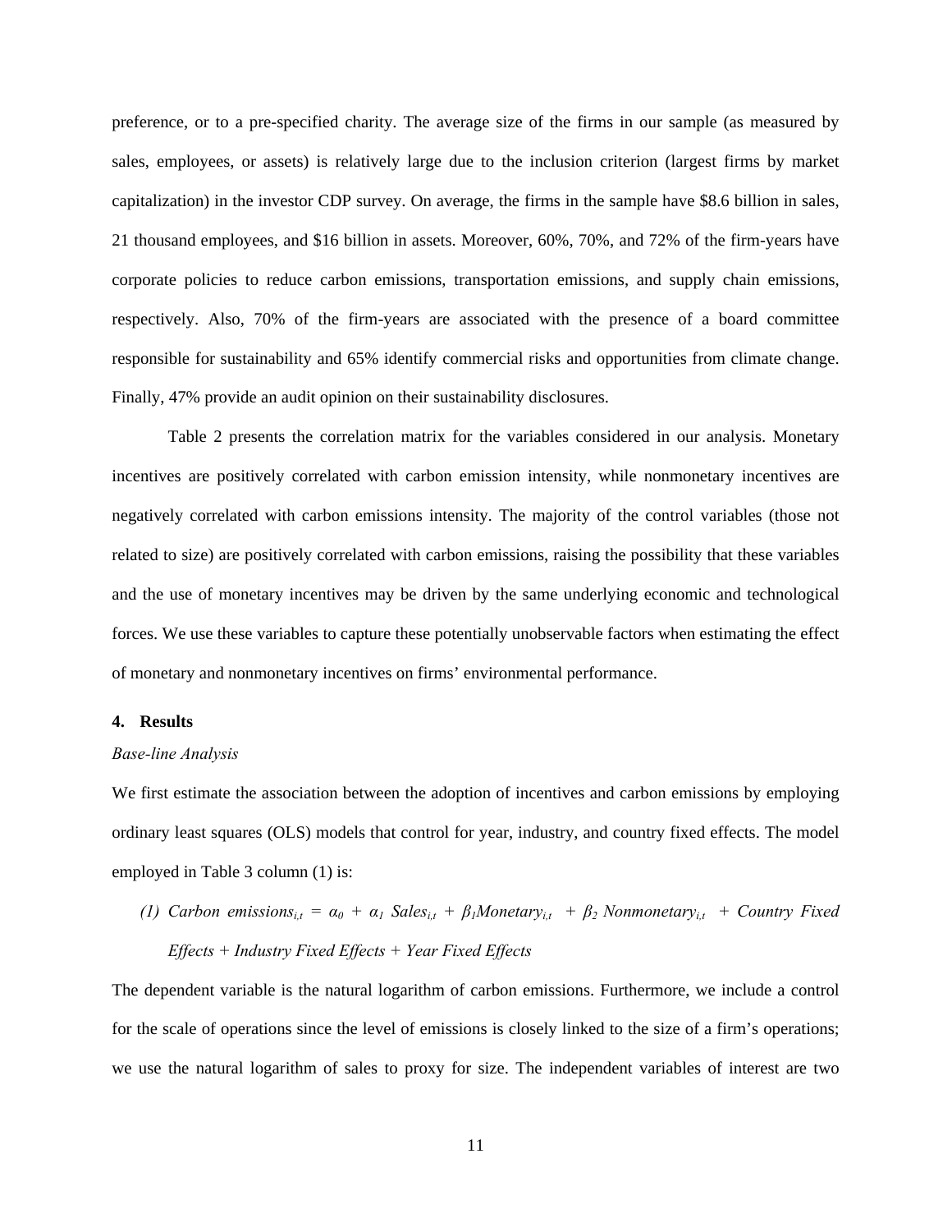preference, or to a pre-specified charity. The average size of the firms in our sample (as measured by sales, employees, or assets) is relatively large due to the inclusion criterion (largest firms by market capitalization) in the investor CDP survey. On average, the firms in the sample have $8.6 billion in sales, 21 thousand employees, and $16 billion in assets. Moreover, 60%, 70%, and 72% of the firm-years have corporate policies to reduce carbon emissions, transportation emissions, and supply chain emissions, respectively. Also, 70% of the firm-years are associated with the presence of a board committee responsible for sustainability and 65% identify commercial risks and opportunities from climate change. Finally, 47% provide an audit opinion on their sustainability disclosures.

Table 2 presents the correlation matrix for the variables considered in our analysis. Monetary incentives are positively correlated with carbon emission intensity, while nonmonetary incentives are negatively correlated with carbon emissions intensity. The majority of the control variables (those not related to size) are positively correlated with carbon emissions, raising the possibility that these variables and the use of monetary incentives may be driven by the same underlying economic and technological forces. We use these variables to capture these potentially unobservable factors when estimating the effect of monetary and nonmonetary incentives on firms' environmental performance.

## 4. Results

*Base-line Analysis*

We first estimate the association between the adoption of incentives and carbon emissions by employing ordinary least squares (OLS) models that control for year, industry, and country fixed effects. The model employed in Table 3 column (1) is:

(1) $\text{Carbon emissions}_{i,t} = \alpha_0 + \alpha_1\, \text{Sales}_{i,t} + \beta_1 \text{Monetary}_{i,t} + \beta_2\, \text{Nonmonetary}_{i,t}$ + *Country Fixed Effects + Industry Fixed Effects + Year Fixed Effects*

The dependent variable is the natural logarithm of carbon emissions. Furthermore, we include a control for the scale of operations since the level of emissions is closely linked to the size of a firm's operations; we use the natural logarithm of sales to proxy for size. The independent variables of interest are two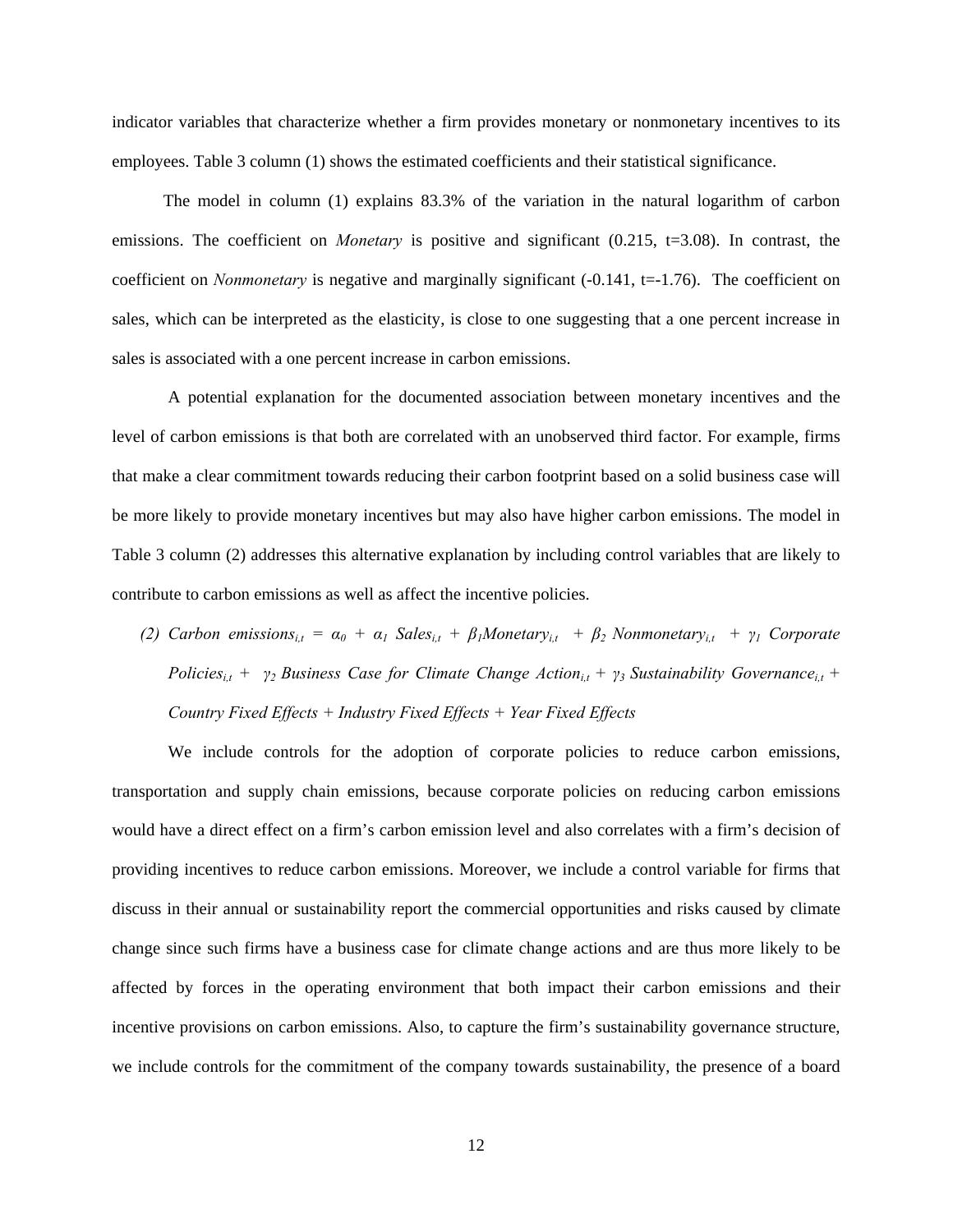indicator variables that characterize whether a firm provides monetary or nonmonetary incentives to its employees. Table 3 column (1) shows the estimated coefficients and their statistical significance.

The model in column (1) explains 83.3% of the variation in the natural logarithm of carbon emissions. The coefficient on *Monetary* is positive and significant (0.215, t=3.08). In contrast, the coefficient on *Nonmonetary* is negative and marginally significant (-0.141, t=-1.76). The coefficient on sales, which can be interpreted as the elasticity, is close to one suggesting that a one percent increase in sales is associated with a one percent increase in carbon emissions.

A potential explanation for the documented association between monetary incentives and the level of carbon emissions is that both are correlated with an unobserved third factor. For example, firms that make a clear commitment towards reducing their carbon footprint based on a solid business case will be more likely to provide monetary incentives but may also have higher carbon emissions. The model in Table 3 column (2) addresses this alternative explanation by including control variables that are likely to contribute to carbon emissions as well as affect the incentive policies.

(2) $Carbon\ emissions_{i,t} = \alpha_0 + \alpha_1\ Sales_{i,t} + \beta_1 Monetary_{i,t} + \beta_2\ Nonmonetary_{i,t} + \gamma_1\ Corporate\ Policies_{i,t} + \gamma_2\ Business\ Case\ for\ Climate\ Change\ Action_{i,t} + \gamma_3\ Sustainability\ Governance_{i,t}$ + *Country Fixed Effects + Industry Fixed Effects + Year Fixed Effects*

We include controls for the adoption of corporate policies to reduce carbon emissions, transportation and supply chain emissions, because corporate policies on reducing carbon emissions would have a direct effect on a firm's carbon emission level and also correlates with a firm's decision of providing incentives to reduce carbon emissions. Moreover, we include a control variable for firms that discuss in their annual or sustainability report the commercial opportunities and risks caused by climate change since such firms have a business case for climate change actions and are thus more likely to be affected by forces in the operating environment that both impact their carbon emissions and their incentive provisions on carbon emissions. Also, to capture the firm's sustainability governance structure, we include controls for the commitment of the company towards sustainability, the presence of a board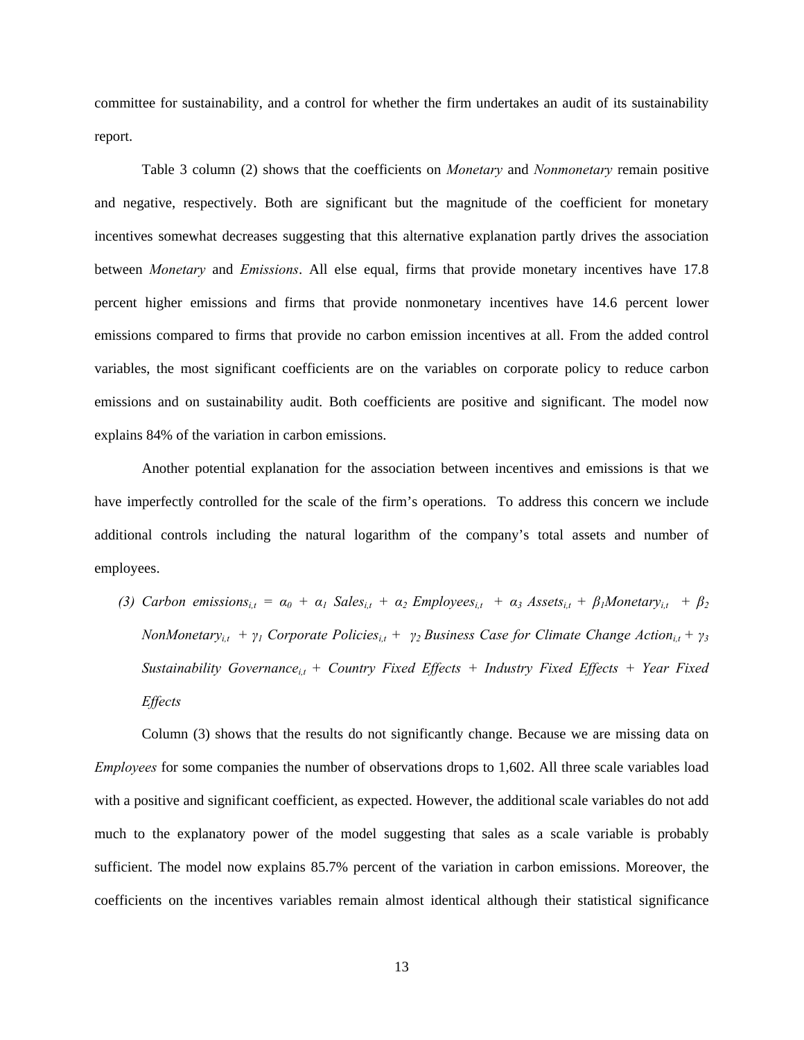committee for sustainability, and a control for whether the firm undertakes an audit of its sustainability report.

Table 3 column (2) shows that the coefficients on *Monetary* and *Nonmonetary* remain positive and negative, respectively. Both are significant but the magnitude of the coefficient for monetary incentives somewhat decreases suggesting that this alternative explanation partly drives the association between *Monetary* and *Emissions*. All else equal, firms that provide monetary incentives have 17.8 percent higher emissions and firms that provide nonmonetary incentives have 14.6 percent lower emissions compared to firms that provide no carbon emission incentives at all. From the added control variables, the most significant coefficients are on the variables on corporate policy to reduce carbon emissions and on sustainability audit. Both coefficients are positive and significant. The model now explains 84% of the variation in carbon emissions.

Another potential explanation for the association between incentives and emissions is that we have imperfectly controlled for the scale of the firm's operations. To address this concern we include additional controls including the natural logarithm of the company's total assets and number of employees.

(3) $\textit{Carbon emissions}_{i,t} = \alpha_0 + \alpha_1\, \textit{Sales}_{i,t} + \alpha_2\, \textit{Employees}_{i,t} + \alpha_3\, \textit{Assets}_{i,t} + \beta_1 \textit{Monetary}_{i,t} + \beta_2\, \textit{NonMonetary}_{i,t} + \gamma_1\, \textit{Corporate Policies}_{i,t} + \gamma_2\, \textit{Business Case for Climate Change Action}_{i,t} + \gamma_3\, \textit{Sustainability Governance}_{i,t} + \textit{Country Fixed Effects} + \textit{Industry Fixed Effects} + \textit{Year Fixed Effects}$

Column (3) shows that the results do not significantly change. Because we are missing data on *Employees* for some companies the number of observations drops to 1,602. All three scale variables load with a positive and significant coefficient, as expected. However, the additional scale variables do not add much to the explanatory power of the model suggesting that sales as a scale variable is probably sufficient. The model now explains 85.7% percent of the variation in carbon emissions. Moreover, the coefficients on the incentives variables remain almost identical although their statistical significance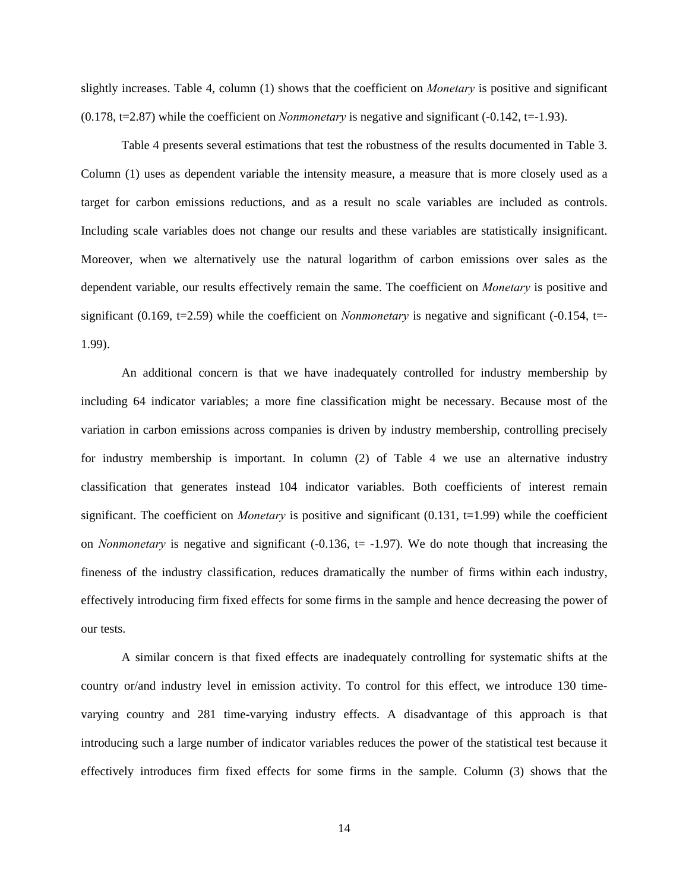slightly increases. Table 4, column (1) shows that the coefficient on *Monetary* is positive and significant (0.178, t=2.87) while the coefficient on *Nonmonetary* is negative and significant (-0.142, t=-1.93).

Table 4 presents several estimations that test the robustness of the results documented in Table 3. Column (1) uses as dependent variable the intensity measure, a measure that is more closely used as a target for carbon emissions reductions, and as a result no scale variables are included as controls. Including scale variables does not change our results and these variables are statistically insignificant. Moreover, when we alternatively use the natural logarithm of carbon emissions over sales as the dependent variable, our results effectively remain the same. The coefficient on *Monetary* is positive and significant (0.169, t=2.59) while the coefficient on *Nonmonetary* is negative and significant (-0.154, t=-1.99).

An additional concern is that we have inadequately controlled for industry membership by including 64 indicator variables; a more fine classification might be necessary. Because most of the variation in carbon emissions across companies is driven by industry membership, controlling precisely for industry membership is important. In column (2) of Table 4 we use an alternative industry classification that generates instead 104 indicator variables. Both coefficients of interest remain significant. The coefficient on *Monetary* is positive and significant (0.131, t=1.99) while the coefficient on *Nonmonetary* is negative and significant (-0.136, t= -1.97). We do note though that increasing the fineness of the industry classification, reduces dramatically the number of firms within each industry, effectively introducing firm fixed effects for some firms in the sample and hence decreasing the power of our tests.

A similar concern is that fixed effects are inadequately controlling for systematic shifts at the country or/and industry level in emission activity. To control for this effect, we introduce 130 time-varying country and 281 time-varying industry effects. A disadvantage of this approach is that introducing such a large number of indicator variables reduces the power of the statistical test because it effectively introduces firm fixed effects for some firms in the sample. Column (3) shows that the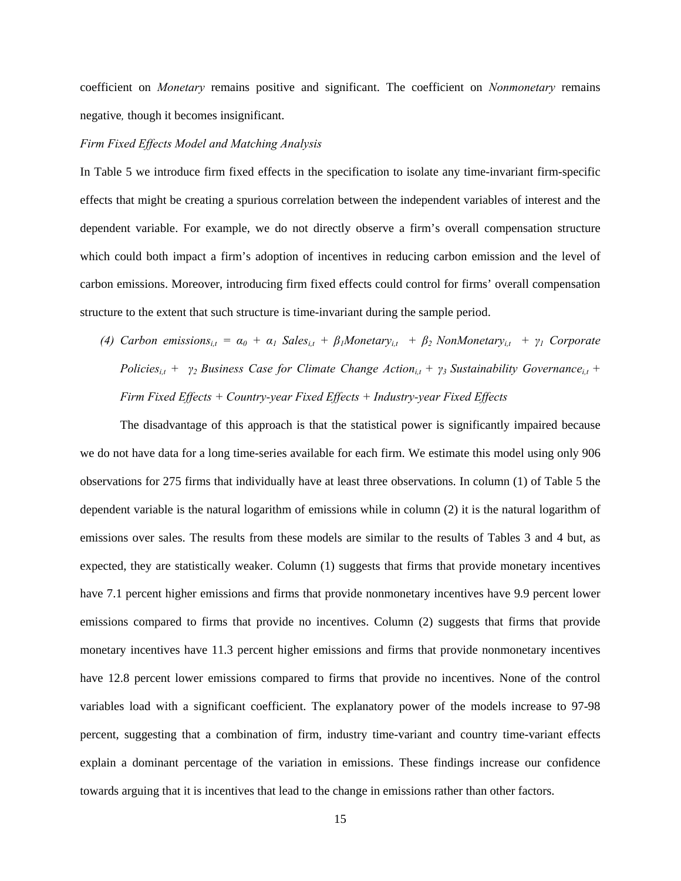coefficient on *Monetary* remains positive and significant. The coefficient on *Nonmonetary* remains negative, though it becomes insignificant.

*Firm Fixed Effects Model and Matching Analysis*

In Table 5 we introduce firm fixed effects in the specification to isolate any time-invariant firm-specific effects that might be creating a spurious correlation between the independent variables of interest and the dependent variable. For example, we do not directly observe a firm's overall compensation structure which could both impact a firm's adoption of incentives in reducing carbon emission and the level of carbon emissions. Moreover, introducing firm fixed effects could control for firms' overall compensation structure to the extent that such structure is time-invariant during the sample period.

(4) $\textit{Carbon emissions}_{i,t} = \alpha_0 + \alpha_1 \textit{ Sales}_{i,t} + \beta_1 \textit{Monetary}_{i,t} + \beta_2 \textit{ NonMonetary}_{i,t} + \gamma_1 \textit{ Corporate Policies}_{i,t} + \gamma_2 \textit{ Business Case for Climate Change Action}_{i,t} + \gamma_3 \textit{ Sustainability Governance}_{i,t} +$ *Firm Fixed Effects + Country-year Fixed Effects + Industry-year Fixed Effects*

The disadvantage of this approach is that the statistical power is significantly impaired because we do not have data for a long time-series available for each firm. We estimate this model using only 906 observations for 275 firms that individually have at least three observations. In column (1) of Table 5 the dependent variable is the natural logarithm of emissions while in column (2) it is the natural logarithm of emissions over sales. The results from these models are similar to the results of Tables 3 and 4 but, as expected, they are statistically weaker. Column (1) suggests that firms that provide monetary incentives have 7.1 percent higher emissions and firms that provide nonmonetary incentives have 9.9 percent lower emissions compared to firms that provide no incentives. Column (2) suggests that firms that provide monetary incentives have 11.3 percent higher emissions and firms that provide nonmonetary incentives have 12.8 percent lower emissions compared to firms that provide no incentives. None of the control variables load with a significant coefficient. The explanatory power of the models increase to 97-98 percent, suggesting that a combination of firm, industry time-variant and country time-variant effects explain a dominant percentage of the variation in emissions. These findings increase our confidence towards arguing that it is incentives that lead to the change in emissions rather than other factors.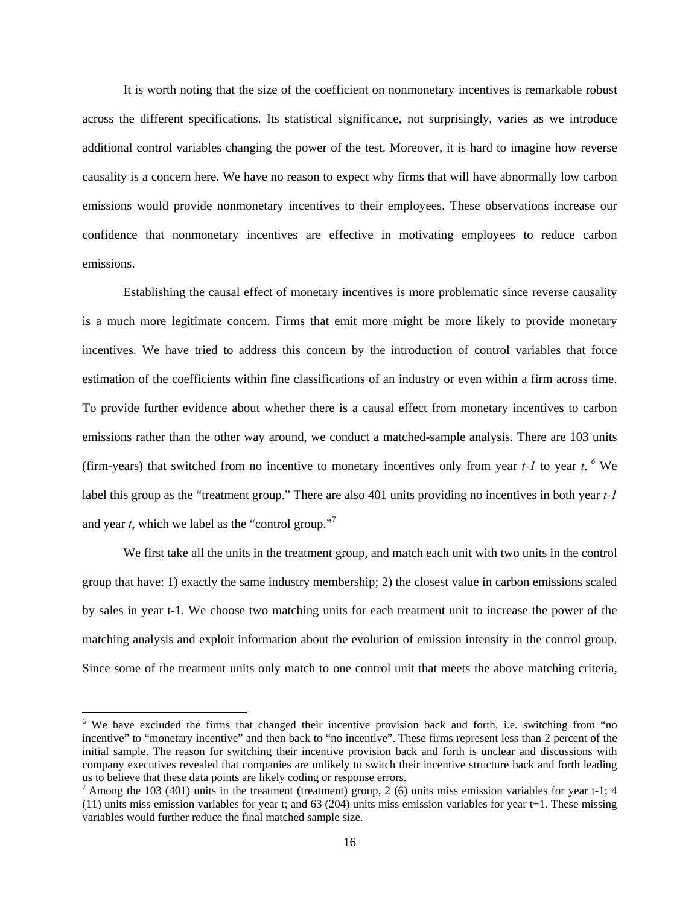It is worth noting that the size of the coefficient on nonmonetary incentives is remarkable robust across the different specifications. Its statistical significance, not surprisingly, varies as we introduce additional control variables changing the power of the test. Moreover, it is hard to imagine how reverse causality is a concern here. We have no reason to expect why firms that will have abnormally low carbon emissions would provide nonmonetary incentives to their employees. These observations increase our confidence that nonmonetary incentives are effective in motivating employees to reduce carbon emissions.

Establishing the causal effect of monetary incentives is more problematic since reverse causality is a much more legitimate concern. Firms that emit more might be more likely to provide monetary incentives. We have tried to address this concern by the introduction of control variables that force estimation of the coefficients within fine classifications of an industry or even within a firm across time. To provide further evidence about whether there is a causal effect from monetary incentives to carbon emissions rather than the other way around, we conduct a matched-sample analysis. There are 103 units (firm-years) that switched from no incentive to monetary incentives only from year *t-1* to year *t*. [6] We label this group as the "treatment group." There are also 401 units providing no incentives in both year *t-1* and year *t*, which we label as the "control group."[7]

We first take all the units in the treatment group, and match each unit with two units in the control group that have: 1) exactly the same industry membership; 2) the closest value in carbon emissions scaled by sales in year t-1. We choose two matching units for each treatment unit to increase the power of the matching analysis and exploit information about the evolution of emission intensity in the control group. Since some of the treatment units only match to one control unit that meets the above matching criteria,

---

[6] We have excluded the firms that changed their incentive provision back and forth, i.e. switching from "no incentive" to "monetary incentive" and then back to "no incentive". These firms represent less than 2 percent of the initial sample. The reason for switching their incentive provision back and forth is unclear and discussions with company executives revealed that companies are unlikely to switch their incentive structure back and forth leading us to believe that these data points are likely coding or response errors.

[7] Among the 103 (401) units in the treatment (treatment) group, 2 (6) units miss emission variables for year t-1; 4 (11) units miss emission variables for year t; and 63 (204) units miss emission variables for year t+1. These missing variables would further reduce the final matched sample size.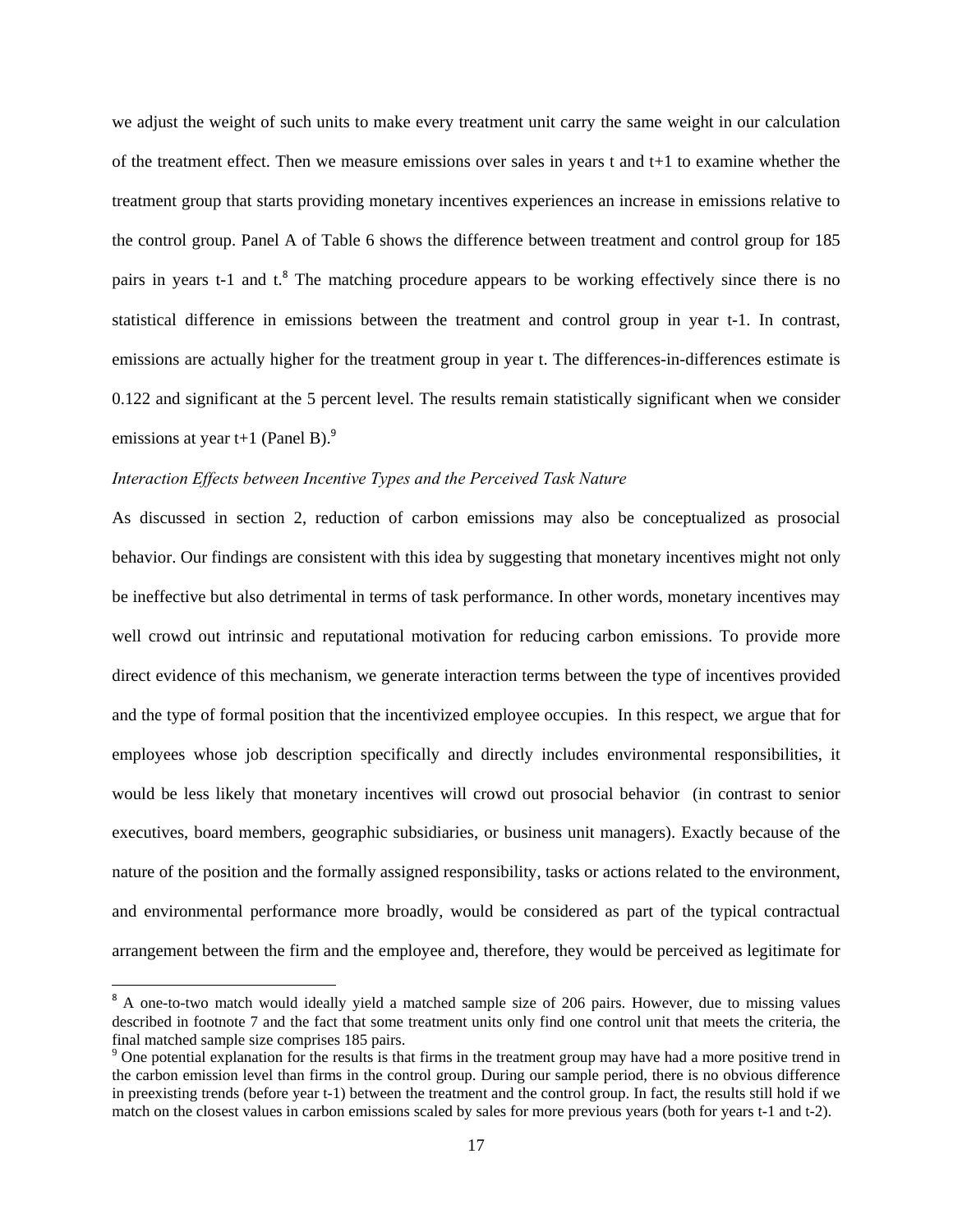we adjust the weight of such units to make every treatment unit carry the same weight in our calculation of the treatment effect. Then we measure emissions over sales in years t and t+1 to examine whether the treatment group that starts providing monetary incentives experiences an increase in emissions relative to the control group. Panel A of Table 6 shows the difference between treatment and control group for 185 pairs in years t-1 and t.[8] The matching procedure appears to be working effectively since there is no statistical difference in emissions between the treatment and control group in year t-1. In contrast, emissions are actually higher for the treatment group in year t. The differences-in-differences estimate is 0.122 and significant at the 5 percent level. The results remain statistically significant when we consider emissions at year t+1 (Panel B).[9]

*Interaction Effects between Incentive Types and the Perceived Task Nature*

As discussed in section 2, reduction of carbon emissions may also be conceptualized as prosocial behavior. Our findings are consistent with this idea by suggesting that monetary incentives might not only be ineffective but also detrimental in terms of task performance. In other words, monetary incentives may well crowd out intrinsic and reputational motivation for reducing carbon emissions. To provide more direct evidence of this mechanism, we generate interaction terms between the type of incentives provided and the type of formal position that the incentivized employee occupies. In this respect, we argue that for employees whose job description specifically and directly includes environmental responsibilities, it would be less likely that monetary incentives will crowd out prosocial behavior (in contrast to senior executives, board members, geographic subsidiaries, or business unit managers). Exactly because of the nature of the position and the formally assigned responsibility, tasks or actions related to the environment, and environmental performance more broadly, would be considered as part of the typical contractual arrangement between the firm and the employee and, therefore, they would be perceived as legitimate for

---

[8] A one-to-two match would ideally yield a matched sample size of 206 pairs. However, due to missing values described in footnote 7 and the fact that some treatment units only find one control unit that meets the criteria, the final matched sample size comprises 185 pairs.

[9] One potential explanation for the results is that firms in the treatment group may have had a more positive trend in the carbon emission level than firms in the control group. During our sample period, there is no obvious difference in preexisting trends (before year t-1) between the treatment and the control group. In fact, the results still hold if we match on the closest values in carbon emissions scaled by sales for more previous years (both for years t-1 and t-2).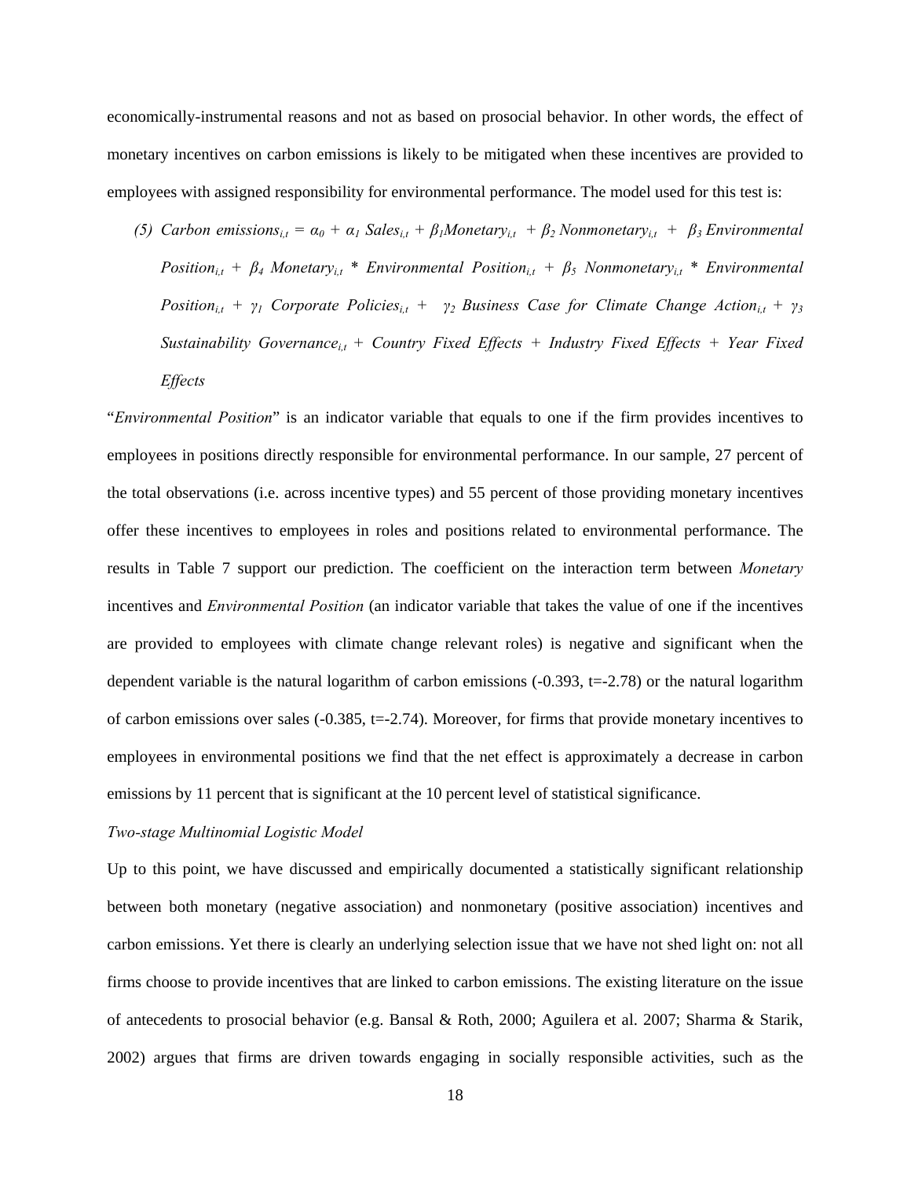economically-instrumental reasons and not as based on prosocial behavior. In other words, the effect of monetary incentives on carbon emissions is likely to be mitigated when these incentives are provided to employees with assigned responsibility for environmental performance. The model used for this test is:

(5) $Carbon\ emissions_{i,t} = \alpha_0 + \alpha_1\ Sales_{i,t} + \beta_1 Monetary_{i,t} + \beta_2\ Nonmonetary_{i,t} + \beta_3\ Environmental\ Position_{i,t} + \beta_4\ Monetary_{i,t} * Environmental\ Position_{i,t} + \beta_5\ Nonmonetary_{i,t} * Environmental\ Position_{i,t} + \gamma_1\ Corporate\ Policies_{i,t} + \gamma_2\ Business\ Case\ for\ Climate\ Change\ Action_{i,t} + \gamma_3\ Sustainability\ Governance_{i,t} + Country\ Fixed\ Effects + Industry\ Fixed\ Effects + Year\ Fixed\ Effects$

"*Environmental Position*" is an indicator variable that equals to one if the firm provides incentives to employees in positions directly responsible for environmental performance. In our sample, 27 percent of the total observations (i.e. across incentive types) and 55 percent of those providing monetary incentives offer these incentives to employees in roles and positions related to environmental performance. The results in Table 7 support our prediction. The coefficient on the interaction term between *Monetary* incentives and *Environmental Position* (an indicator variable that takes the value of one if the incentives are provided to employees with climate change relevant roles) is negative and significant when the dependent variable is the natural logarithm of carbon emissions (-0.393, t=-2.78) or the natural logarithm of carbon emissions over sales (-0.385, t=-2.74). Moreover, for firms that provide monetary incentives to employees in environmental positions we find that the net effect is approximately a decrease in carbon emissions by 11 percent that is significant at the 10 percent level of statistical significance.

*Two-stage Multinomial Logistic Model*

Up to this point, we have discussed and empirically documented a statistically significant relationship between both monetary (negative association) and nonmonetary (positive association) incentives and carbon emissions. Yet there is clearly an underlying selection issue that we have not shed light on: not all firms choose to provide incentives that are linked to carbon emissions. The existing literature on the issue of antecedents to prosocial behavior (e.g. Bansal & Roth, 2000; Aguilera et al. 2007; Sharma & Starik, 2002) argues that firms are driven towards engaging in socially responsible activities, such as the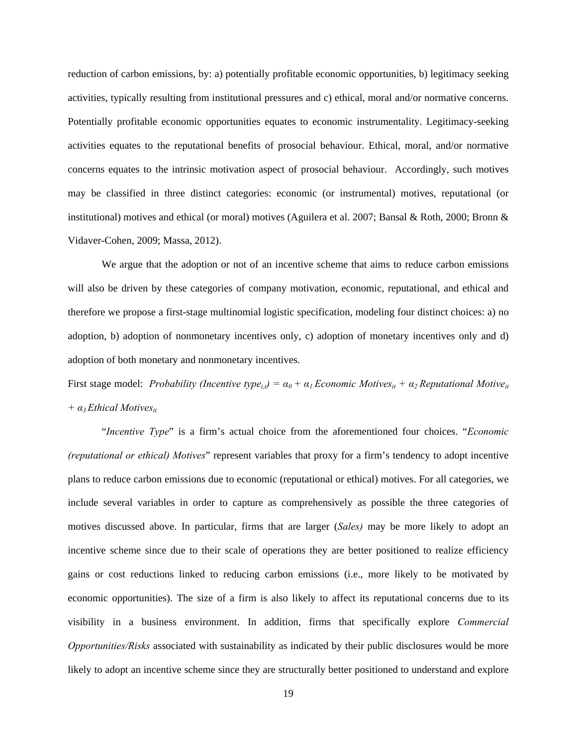reduction of carbon emissions, by: a) potentially profitable economic opportunities, b) legitimacy seeking activities, typically resulting from institutional pressures and c) ethical, moral and/or normative concerns. Potentially profitable economic opportunities equates to economic instrumentality. Legitimacy-seeking activities equates to the reputational benefits of prosocial behaviour. Ethical, moral, and/or normative concerns equates to the intrinsic motivation aspect of prosocial behaviour. Accordingly, such motives may be classified in three distinct categories: economic (or instrumental) motives, reputational (or institutional) motives and ethical (or moral) motives (Aguilera et al. 2007; Bansal & Roth, 2000; Bronn & Vidaver-Cohen, 2009; Massa, 2012).

We argue that the adoption or not of an incentive scheme that aims to reduce carbon emissions will also be driven by these categories of company motivation, economic, reputational, and ethical and therefore we propose a first-stage multinomial logistic specification, modeling four distinct choices: a) no adoption, b) adoption of nonmonetary incentives only, c) adoption of monetary incentives only and d) adoption of both monetary and nonmonetary incentives.

First stage model: $\textit{Probability (Incentive type}_{i,t}) = \alpha_0 + \alpha_1 \textit{ Economic Motives}_{it} + \alpha_2 \textit{ Reputational Motive}_{it} + \alpha_3 \textit{ Ethical Motives}_{it}$

"*Incentive Type*" is a firm's actual choice from the aforementioned four choices. "*Economic (reputational or ethical) Motives*" represent variables that proxy for a firm's tendency to adopt incentive plans to reduce carbon emissions due to economic (reputational or ethical) motives. For all categories, we include several variables in order to capture as comprehensively as possible the three categories of motives discussed above. In particular, firms that are larger (*Sales)* may be more likely to adopt an incentive scheme since due to their scale of operations they are better positioned to realize efficiency gains or cost reductions linked to reducing carbon emissions (i.e., more likely to be motivated by economic opportunities). The size of a firm is also likely to affect its reputational concerns due to its visibility in a business environment. In addition, firms that specifically explore *Commercial Opportunities/Risks* associated with sustainability as indicated by their public disclosures would be more likely to adopt an incentive scheme since they are structurally better positioned to understand and explore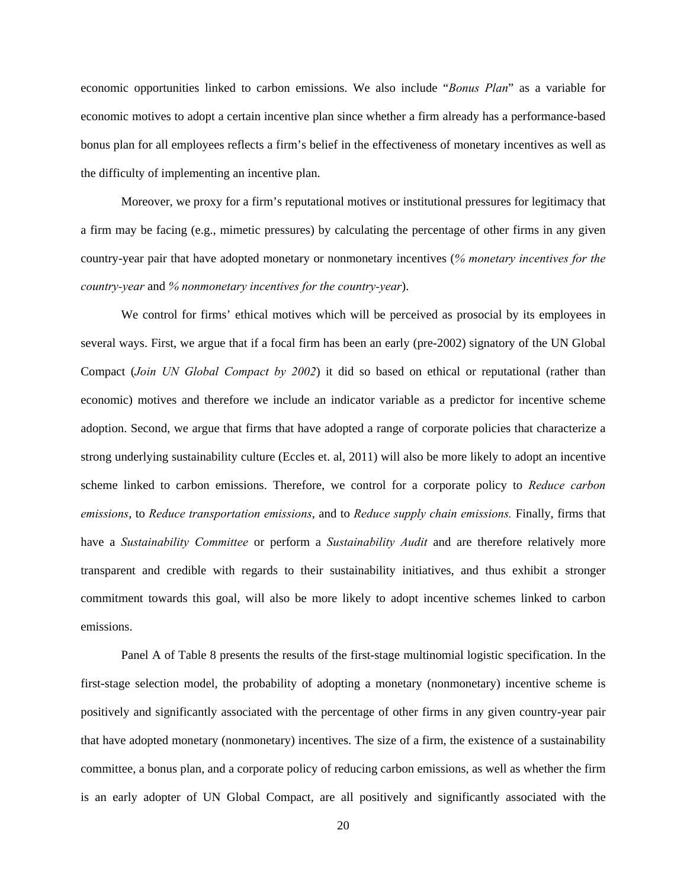economic opportunities linked to carbon emissions. We also include "*Bonus Plan*" as a variable for economic motives to adopt a certain incentive plan since whether a firm already has a performance-based bonus plan for all employees reflects a firm's belief in the effectiveness of monetary incentives as well as the difficulty of implementing an incentive plan.

Moreover, we proxy for a firm's reputational motives or institutional pressures for legitimacy that a firm may be facing (e.g., mimetic pressures) by calculating the percentage of other firms in any given country-year pair that have adopted monetary or nonmonetary incentives (*% monetary incentives for the country-year* and *% nonmonetary incentives for the country-year*).

We control for firms' ethical motives which will be perceived as prosocial by its employees in several ways. First, we argue that if a focal firm has been an early (pre-2002) signatory of the UN Global Compact (*Join UN Global Compact by 2002*) it did so based on ethical or reputational (rather than economic) motives and therefore we include an indicator variable as a predictor for incentive scheme adoption. Second, we argue that firms that have adopted a range of corporate policies that characterize a strong underlying sustainability culture (Eccles et. al, 2011) will also be more likely to adopt an incentive scheme linked to carbon emissions. Therefore, we control for a corporate policy to *Reduce carbon emissions*, to *Reduce transportation emissions*, and to *Reduce supply chain emissions.* Finally, firms that have a *Sustainability Committee* or perform a *Sustainability Audit* and are therefore relatively more transparent and credible with regards to their sustainability initiatives, and thus exhibit a stronger commitment towards this goal, will also be more likely to adopt incentive schemes linked to carbon emissions.

Panel A of Table 8 presents the results of the first-stage multinomial logistic specification. In the first-stage selection model, the probability of adopting a monetary (nonmonetary) incentive scheme is positively and significantly associated with the percentage of other firms in any given country-year pair that have adopted monetary (nonmonetary) incentives. The size of a firm, the existence of a sustainability committee, a bonus plan, and a corporate policy of reducing carbon emissions, as well as whether the firm is an early adopter of UN Global Compact, are all positively and significantly associated with the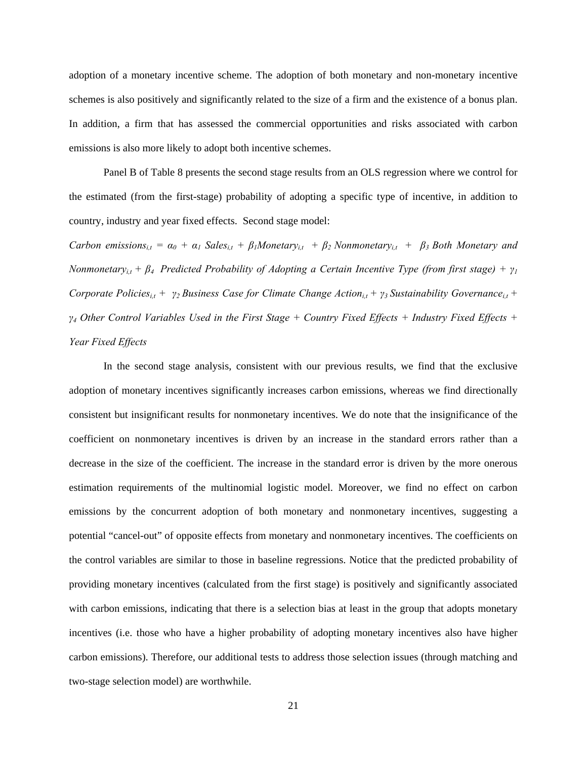adoption of a monetary incentive scheme. The adoption of both monetary and non-monetary incentive schemes is also positively and significantly related to the size of a firm and the existence of a bonus plan. In addition, a firm that has assessed the commercial opportunities and risks associated with carbon emissions is also more likely to adopt both incentive schemes.

Panel B of Table 8 presents the second stage results from an OLS regression where we control for the estimated (from the first-stage) probability of adopting a specific type of incentive, in addition to country, industry and year fixed effects. Second stage model:

*Carbon emissions*$_{i,t}$ = $\alpha_0$ + $\alpha_1$ *Sales*$_{i,t}$ + $\beta_1$*Monetary*$_{i,t}$ + $\beta_2$ *Nonmonetary*$_{i,t}$ + $\beta_3$ *Both Monetary and Nonmonetary*$_{i,t}$ + $\beta_4$ *Predicted Probability of Adopting a Certain Incentive Type (from first stage)* + $\gamma_1$ *Corporate Policies*$_{i,t}$ + $\gamma_2$ *Business Case for Climate Change Action*$_{i,t}$ + $\gamma_3$ *Sustainability Governance*$_{i,t}$ + $\gamma_4$ *Other Control Variables Used in the First Stage + Country Fixed Effects + Industry Fixed Effects + Year Fixed Effects*

In the second stage analysis, consistent with our previous results, we find that the exclusive adoption of monetary incentives significantly increases carbon emissions, whereas we find directionally consistent but insignificant results for nonmonetary incentives. We do note that the insignificance of the coefficient on nonmonetary incentives is driven by an increase in the standard errors rather than a decrease in the size of the coefficient. The increase in the standard error is driven by the more onerous estimation requirements of the multinomial logistic model. Moreover, we find no effect on carbon emissions by the concurrent adoption of both monetary and nonmonetary incentives, suggesting a potential "cancel-out" of opposite effects from monetary and nonmonetary incentives. The coefficients on the control variables are similar to those in baseline regressions. Notice that the predicted probability of providing monetary incentives (calculated from the first stage) is positively and significantly associated with carbon emissions, indicating that there is a selection bias at least in the group that adopts monetary incentives (i.e. those who have a higher probability of adopting monetary incentives also have higher carbon emissions). Therefore, our additional tests to address those selection issues (through matching and two-stage selection model) are worthwhile.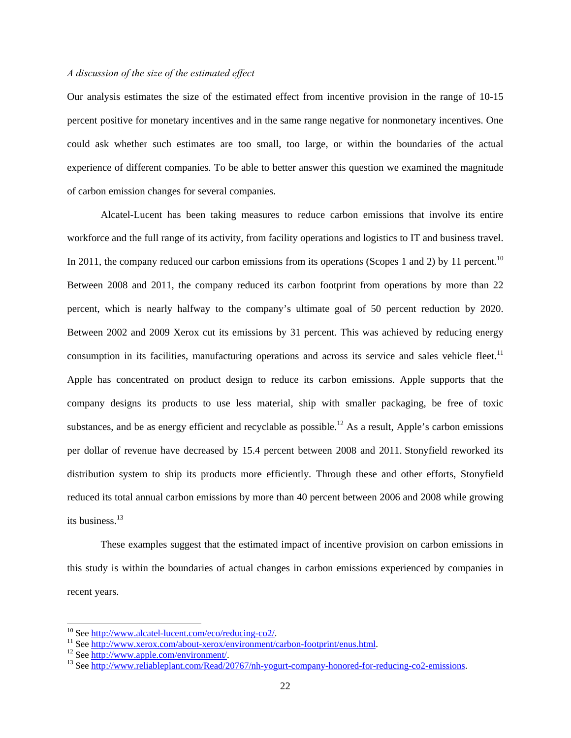*A discussion of the size of the estimated effect*

Our analysis estimates the size of the estimated effect from incentive provision in the range of 10-15 percent positive for monetary incentives and in the same range negative for nonmonetary incentives. One could ask whether such estimates are too small, too large, or within the boundaries of the actual experience of different companies. To be able to better answer this question we examined the magnitude of carbon emission changes for several companies.

Alcatel-Lucent has been taking measures to reduce carbon emissions that involve its entire workforce and the full range of its activity, from facility operations and logistics to IT and business travel. In 2011, the company reduced our carbon emissions from its operations (Scopes 1 and 2) by 11 percent.[10] Between 2008 and 2011, the company reduced its carbon footprint from operations by more than 22 percent, which is nearly halfway to the company's ultimate goal of 50 percent reduction by 2020. Between 2002 and 2009 Xerox cut its emissions by 31 percent. This was achieved by reducing energy consumption in its facilities, manufacturing operations and across its service and sales vehicle fleet.[11] Apple has concentrated on product design to reduce its carbon emissions. Apple supports that the company designs its products to use less material, ship with smaller packaging, be free of toxic substances, and be as energy efficient and recyclable as possible.[12] As a result, Apple's carbon emissions per dollar of revenue have decreased by 15.4 percent between 2008 and 2011. Stonyfield reworked its distribution system to ship its products more efficiently. Through these and other efforts, Stonyfield reduced its total annual carbon emissions by more than 40 percent between 2006 and 2008 while growing its business.[13]

These examples suggest that the estimated impact of incentive provision on carbon emissions in this study is within the boundaries of actual changes in carbon emissions experienced by companies in recent years.

---

[10] See http://www.alcatel-lucent.com/eco/reducing-co2/.

[11] See http://www.xerox.com/about-xerox/environment/carbon-footprint/enus.html.

[12] See http://www.apple.com/environment/.

[13] See http://www.reliableplant.com/Read/20767/nh-yogurt-company-honored-for-reducing-co2-emissions.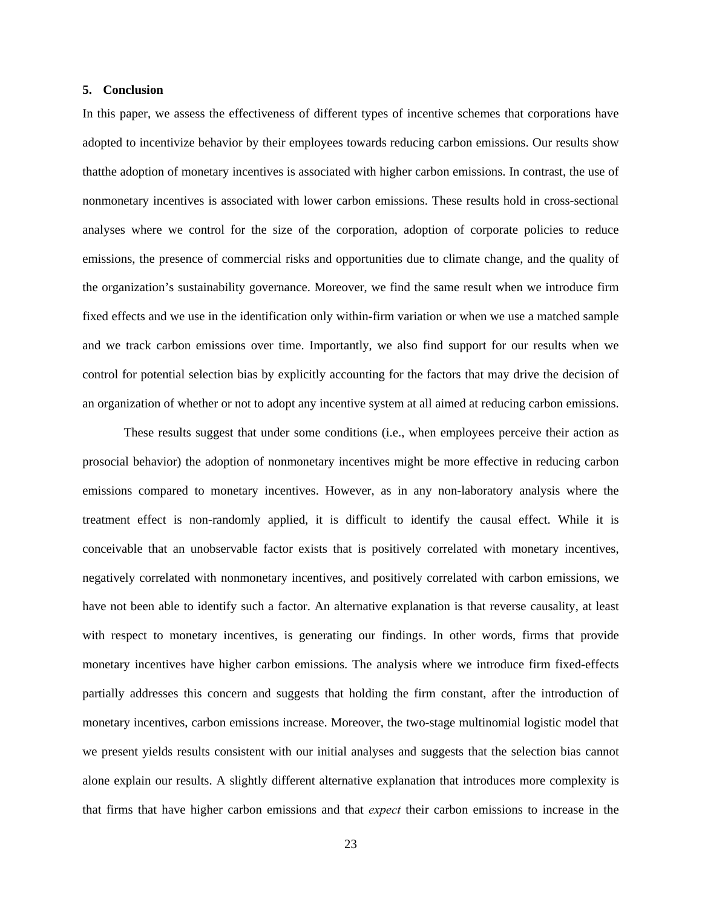## 5. Conclusion

In this paper, we assess the effectiveness of different types of incentive schemes that corporations have adopted to incentivize behavior by their employees towards reducing carbon emissions. Our results show thatthe adoption of monetary incentives is associated with higher carbon emissions. In contrast, the use of nonmonetary incentives is associated with lower carbon emissions. These results hold in cross-sectional analyses where we control for the size of the corporation, adoption of corporate policies to reduce emissions, the presence of commercial risks and opportunities due to climate change, and the quality of the organization's sustainability governance. Moreover, we find the same result when we introduce firm fixed effects and we use in the identification only within-firm variation or when we use a matched sample and we track carbon emissions over time. Importantly, we also find support for our results when we control for potential selection bias by explicitly accounting for the factors that may drive the decision of an organization of whether or not to adopt any incentive system at all aimed at reducing carbon emissions.

These results suggest that under some conditions (i.e., when employees perceive their action as prosocial behavior) the adoption of nonmonetary incentives might be more effective in reducing carbon emissions compared to monetary incentives. However, as in any non-laboratory analysis where the treatment effect is non-randomly applied, it is difficult to identify the causal effect. While it is conceivable that an unobservable factor exists that is positively correlated with monetary incentives, negatively correlated with nonmonetary incentives, and positively correlated with carbon emissions, we have not been able to identify such a factor. An alternative explanation is that reverse causality, at least with respect to monetary incentives, is generating our findings. In other words, firms that provide monetary incentives have higher carbon emissions. The analysis where we introduce firm fixed-effects partially addresses this concern and suggests that holding the firm constant, after the introduction of monetary incentives, carbon emissions increase. Moreover, the two-stage multinomial logistic model that we present yields results consistent with our initial analyses and suggests that the selection bias cannot alone explain our results. A slightly different alternative explanation that introduces more complexity is that firms that have higher carbon emissions and that *expect* their carbon emissions to increase in the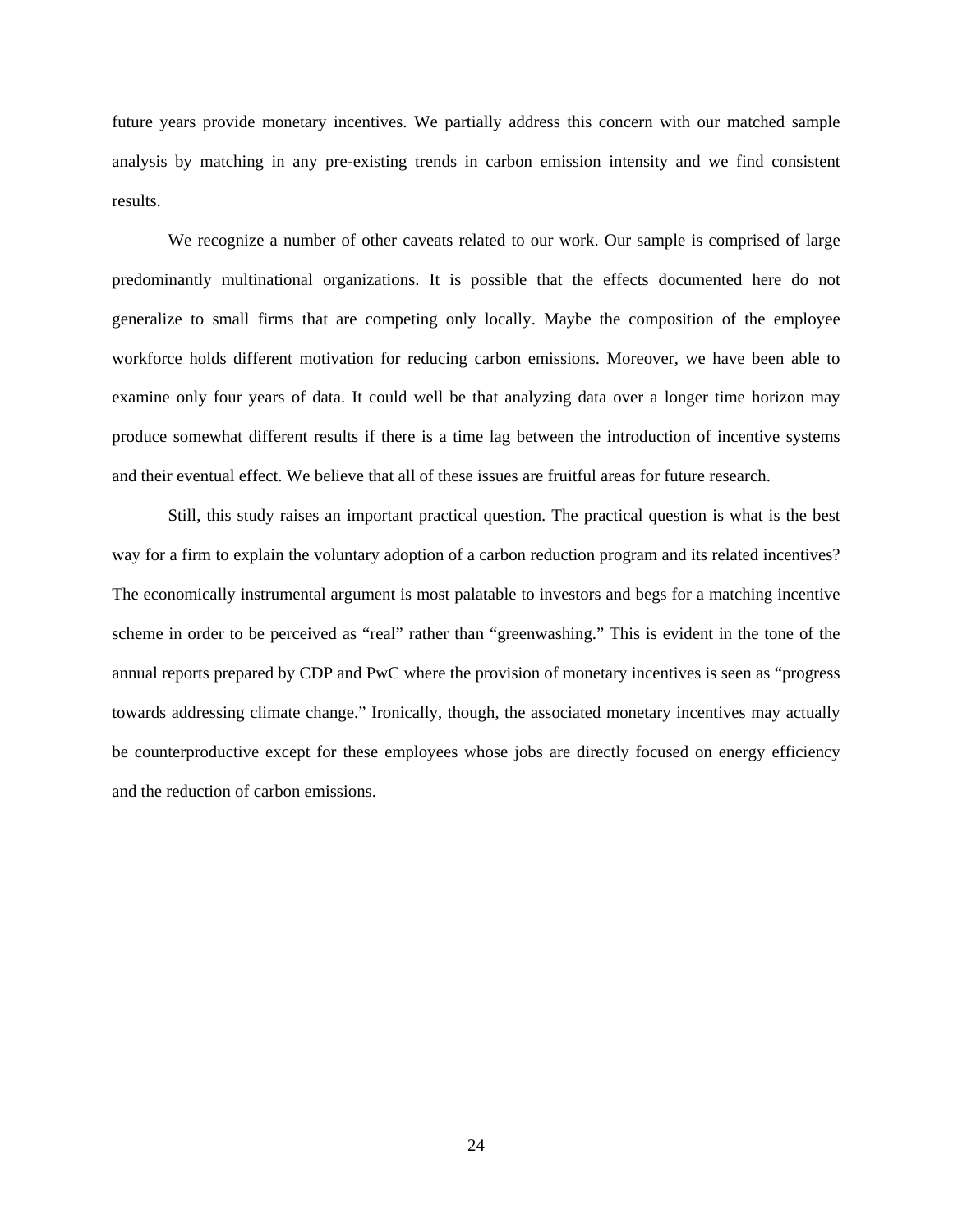future years provide monetary incentives. We partially address this concern with our matched sample analysis by matching in any pre-existing trends in carbon emission intensity and we find consistent results.

We recognize a number of other caveats related to our work. Our sample is comprised of large predominantly multinational organizations. It is possible that the effects documented here do not generalize to small firms that are competing only locally. Maybe the composition of the employee workforce holds different motivation for reducing carbon emissions. Moreover, we have been able to examine only four years of data. It could well be that analyzing data over a longer time horizon may produce somewhat different results if there is a time lag between the introduction of incentive systems and their eventual effect. We believe that all of these issues are fruitful areas for future research.

Still, this study raises an important practical question. The practical question is what is the best way for a firm to explain the voluntary adoption of a carbon reduction program and its related incentives? The economically instrumental argument is most palatable to investors and begs for a matching incentive scheme in order to be perceived as "real" rather than "greenwashing." This is evident in the tone of the annual reports prepared by CDP and PwC where the provision of monetary incentives is seen as "progress towards addressing climate change." Ironically, though, the associated monetary incentives may actually be counterproductive except for these employees whose jobs are directly focused on energy efficiency and the reduction of carbon emissions.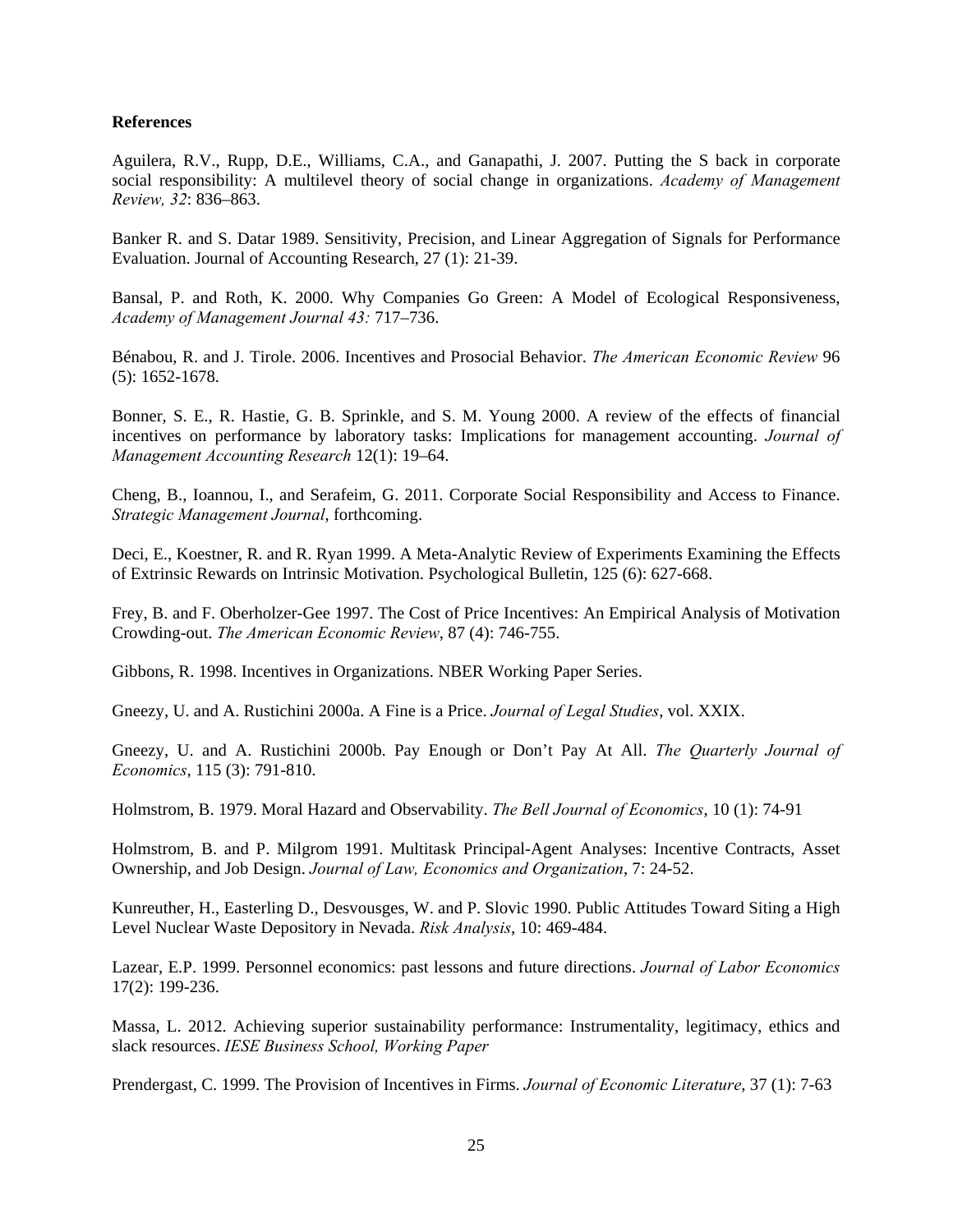**References**

Aguilera, R.V., Rupp, D.E., Williams, C.A., and Ganapathi, J. 2007. Putting the S back in corporate social responsibility: A multilevel theory of social change in organizations. *Academy of Management Review, 32*: 836–863.

Banker R. and S. Datar 1989. Sensitivity, Precision, and Linear Aggregation of Signals for Performance Evaluation. Journal of Accounting Research, 27 (1): 21-39.

Bansal, P. and Roth, K. 2000. Why Companies Go Green: A Model of Ecological Responsiveness, *Academy of Management Journal 43:* 717–736.

Bénabou, R. and J. Tirole. 2006. Incentives and Prosocial Behavior. *The American Economic Review* 96 (5): 1652-1678.

Bonner, S. E., R. Hastie, G. B. Sprinkle, and S. M. Young 2000. A review of the effects of financial incentives on performance by laboratory tasks: Implications for management accounting. *Journal of Management Accounting Research* 12(1): 19–64.

Cheng, B., Ioannou, I., and Serafeim, G. 2011. Corporate Social Responsibility and Access to Finance. *Strategic Management Journal*, forthcoming.

Deci, E., Koestner, R. and R. Ryan 1999. A Meta-Analytic Review of Experiments Examining the Effects of Extrinsic Rewards on Intrinsic Motivation. Psychological Bulletin, 125 (6): 627-668.

Frey, B. and F. Oberholzer-Gee 1997. The Cost of Price Incentives: An Empirical Analysis of Motivation Crowding-out. *The American Economic Review*, 87 (4): 746-755.

Gibbons, R. 1998. Incentives in Organizations. NBER Working Paper Series.

Gneezy, U. and A. Rustichini 2000a. A Fine is a Price. *Journal of Legal Studies*, vol. XXIX.

Gneezy, U. and A. Rustichini 2000b. Pay Enough or Don't Pay At All. *The Quarterly Journal of Economics*, 115 (3): 791-810.

Holmstrom, B. 1979. Moral Hazard and Observability. *The Bell Journal of Economics*, 10 (1): 74-91

Holmstrom, B. and P. Milgrom 1991. Multitask Principal-Agent Analyses: Incentive Contracts, Asset Ownership, and Job Design. *Journal of Law, Economics and Organization*, 7: 24-52.

Kunreuther, H., Easterling D., Desvousges, W. and P. Slovic 1990. Public Attitudes Toward Siting a High Level Nuclear Waste Depository in Nevada. *Risk Analysis*, 10: 469-484.

Lazear, E.P. 1999. Personnel economics: past lessons and future directions. *Journal of Labor Economics* 17(2): 199-236.

Massa, L. 2012. Achieving superior sustainability performance: Instrumentality, legitimacy, ethics and slack resources. *IESE Business School, Working Paper*

Prendergast, C. 1999. The Provision of Incentives in Firms. *Journal of Economic Literature*, 37 (1): 7-63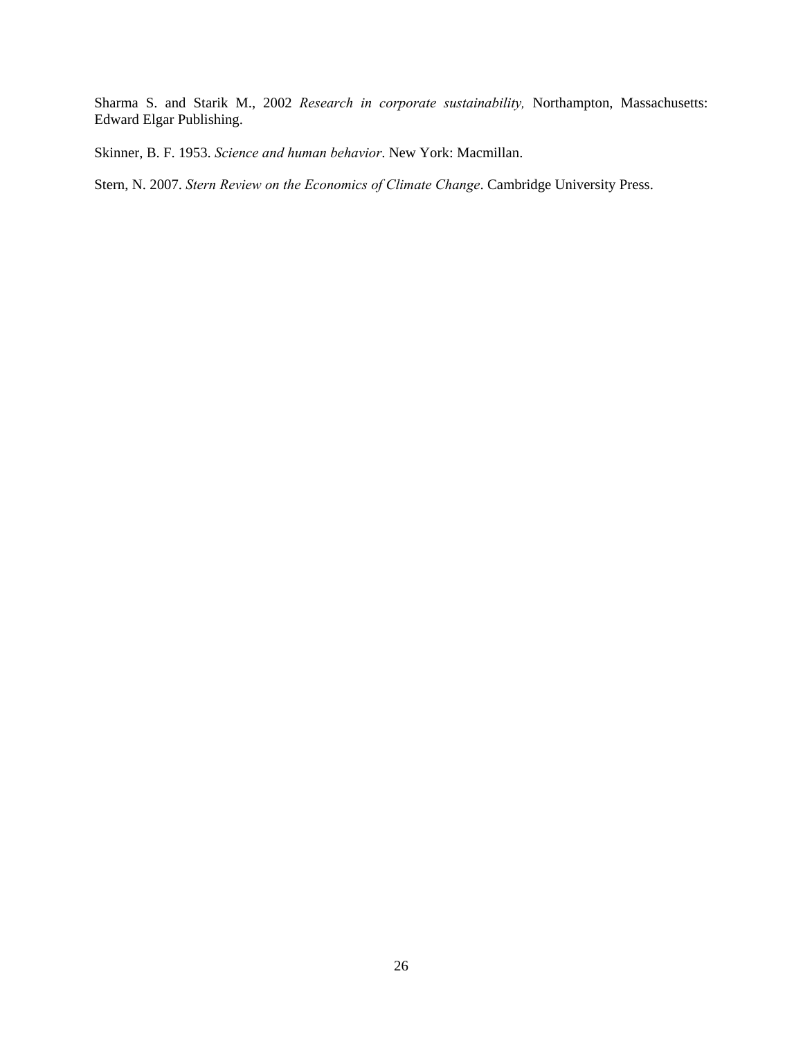Sharma S. and Starik M., 2002 *Research in corporate sustainability,* Northampton, Massachusetts: Edward Elgar Publishing.

Skinner, B. F. 1953. *Science and human behavior*. New York: Macmillan.

Stern, N. 2007. *Stern Review on the Economics of Climate Change*. Cambridge University Press.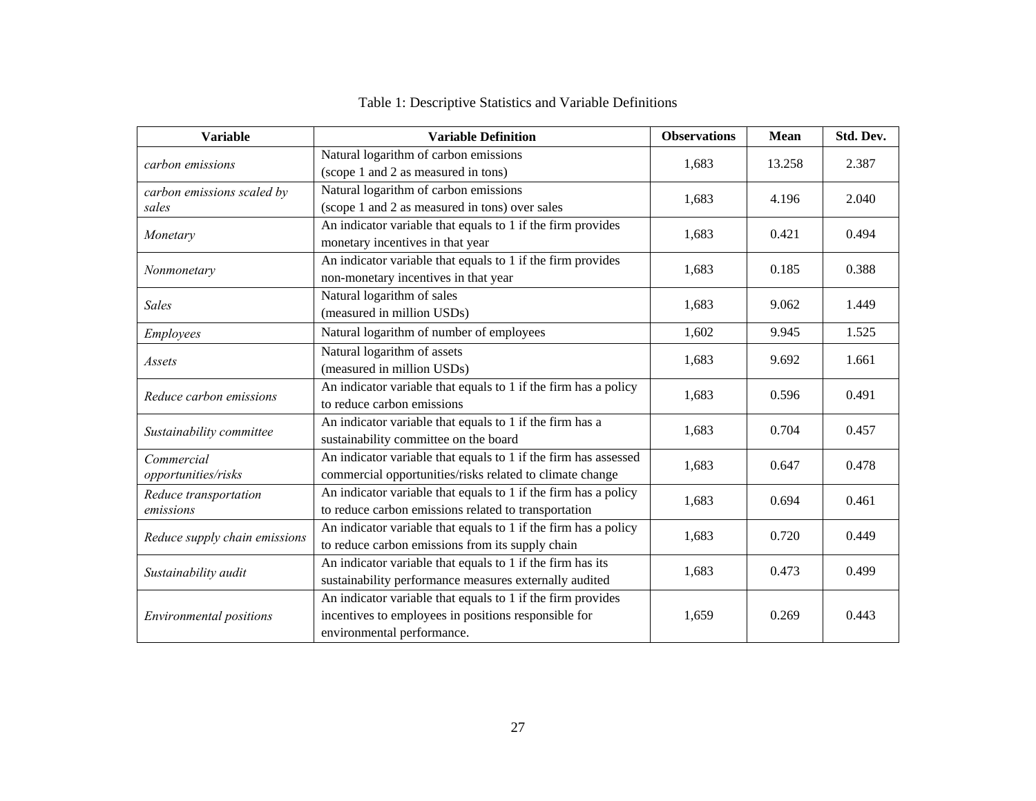Table 1: Descriptive Statistics and Variable Definitions

| Variable | Variable Definition | Observations | Mean | Std. Dev. |
| --- | --- | --- | --- | --- |
| *carbon emissions* | Natural logarithm of carbon emissions (scope 1 and 2 as measured in tons) | 1,683 | 13.258 | 2.387 |
| *carbon emissions scaled by sales* | Natural logarithm of carbon emissions (scope 1 and 2 as measured in tons) over sales | 1,683 | 4.196 | 2.040 |
| *Monetary* | An indicator variable that equals to 1 if the firm provides monetary incentives in that year | 1,683 | 0.421 | 0.494 |
| *Nonmonetary* | An indicator variable that equals to 1 if the firm provides non-monetary incentives in that year | 1,683 | 0.185 | 0.388 |
| *Sales* | Natural logarithm of sales (measured in million USDs) | 1,683 | 9.062 | 1.449 |
| *Employees* | Natural logarithm of number of employees | 1,602 | 9.945 | 1.525 |
| *Assets* | Natural logarithm of assets (measured in million USDs) | 1,683 | 9.692 | 1.661 |
| *Reduce carbon emissions* | An indicator variable that equals to 1 if the firm has a policy to reduce carbon emissions | 1,683 | 0.596 | 0.491 |
| *Sustainability committee* | An indicator variable that equals to 1 if the firm has a sustainability committee on the board | 1,683 | 0.704 | 0.457 |
| *Commercial opportunities/risks* | An indicator variable that equals to 1 if the firm has assessed commercial opportunities/risks related to climate change | 1,683 | 0.647 | 0.478 |
| *Reduce transportation emissions* | An indicator variable that equals to 1 if the firm has a policy to reduce carbon emissions related to transportation | 1,683 | 0.694 | 0.461 |
| *Reduce supply chain emissions* | An indicator variable that equals to 1 if the firm has a policy to reduce carbon emissions from its supply chain | 1,683 | 0.720 | 0.449 |
| *Sustainability audit* | An indicator variable that equals to 1 if the firm has its sustainability performance measures externally audited | 1,683 | 0.473 | 0.499 |
| *Environmental positions* | An indicator variable that equals to 1 if the firm provides incentives to employees in positions responsible for environmental performance. | 1,659 | 0.269 | 0.443 |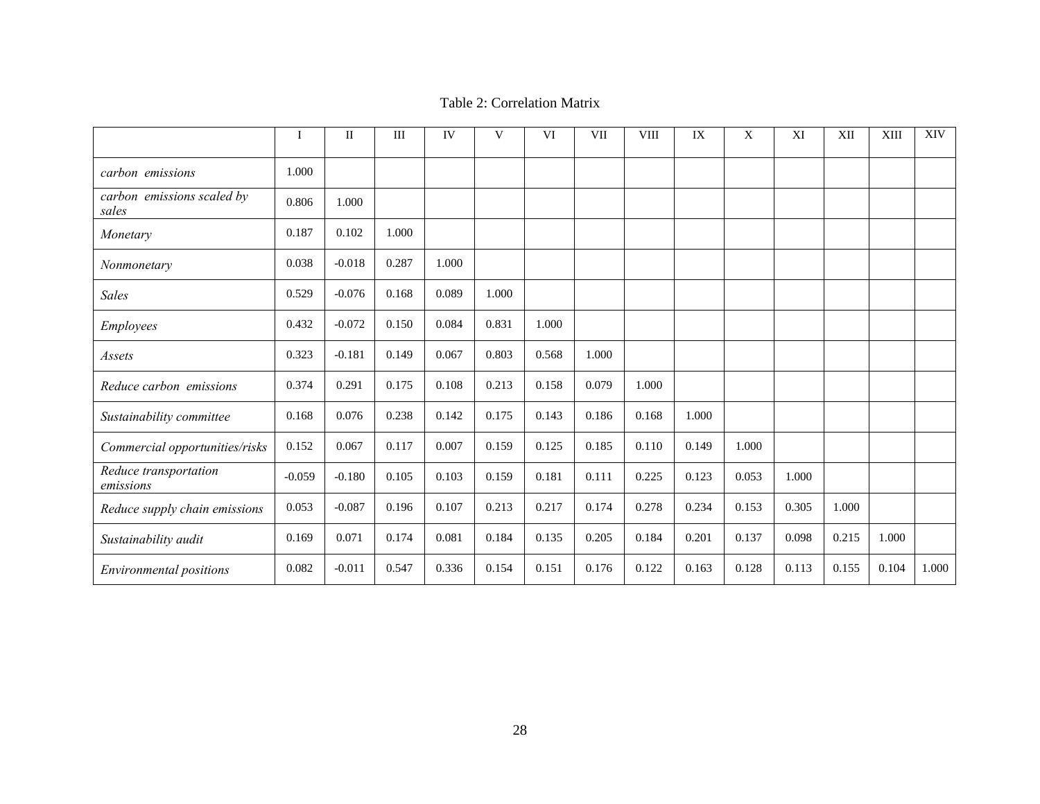Table 2: Correlation Matrix

| | I | II | III | IV | V | VI | VII | VIII | IX | X | XI | XII | XIII | XIV |
|---|---|---|---|---|---|---|---|---|---|---|---|---|---|---|
| *carbon emissions* | 1.000 | | | | | | | | | | | | | |
| *carbon emissions scaled by sales* | 0.806 | 1.000 | | | | | | | | | | | | |
| *Monetary* | 0.187 | 0.102 | 1.000 | | | | | | | | | | | |
| *Nonmonetary* | 0.038 | -0.018 | 0.287 | 1.000 | | | | | | | | | | |
| *Sales* | 0.529 | -0.076 | 0.168 | 0.089 | 1.000 | | | | | | | | | |
| *Employees* | 0.432 | -0.072 | 0.150 | 0.084 | 0.831 | 1.000 | | | | | | | | |
| *Assets* | 0.323 | -0.181 | 0.149 | 0.067 | 0.803 | 0.568 | 1.000 | | | | | | | |
| *Reduce carbon emissions* | 0.374 | 0.291 | 0.175 | 0.108 | 0.213 | 0.158 | 0.079 | 1.000 | | | | | | |
| *Sustainability committee* | 0.168 | 0.076 | 0.238 | 0.142 | 0.175 | 0.143 | 0.186 | 0.168 | 1.000 | | | | | |
| *Commercial opportunities/risks* | 0.152 | 0.067 | 0.117 | 0.007 | 0.159 | 0.125 | 0.185 | 0.110 | 0.149 | 1.000 | | | | |
| *Reduce transportation emissions* | -0.059 | -0.180 | 0.105 | 0.103 | 0.159 | 0.181 | 0.111 | 0.225 | 0.123 | 0.053 | 1.000 | | | |
| *Reduce supply chain emissions* | 0.053 | -0.087 | 0.196 | 0.107 | 0.213 | 0.217 | 0.174 | 0.278 | 0.234 | 0.153 | 0.305 | 1.000 | | |
| *Sustainability audit* | 0.169 | 0.071 | 0.174 | 0.081 | 0.184 | 0.135 | 0.205 | 0.184 | 0.201 | 0.137 | 0.098 | 0.215 | 1.000 | |
| *Environmental positions* | 0.082 | -0.011 | 0.547 | 0.336 | 0.154 | 0.151 | 0.176 | 0.122 | 0.163 | 0.128 | 0.113 | 0.155 | 0.104 | 1.000 |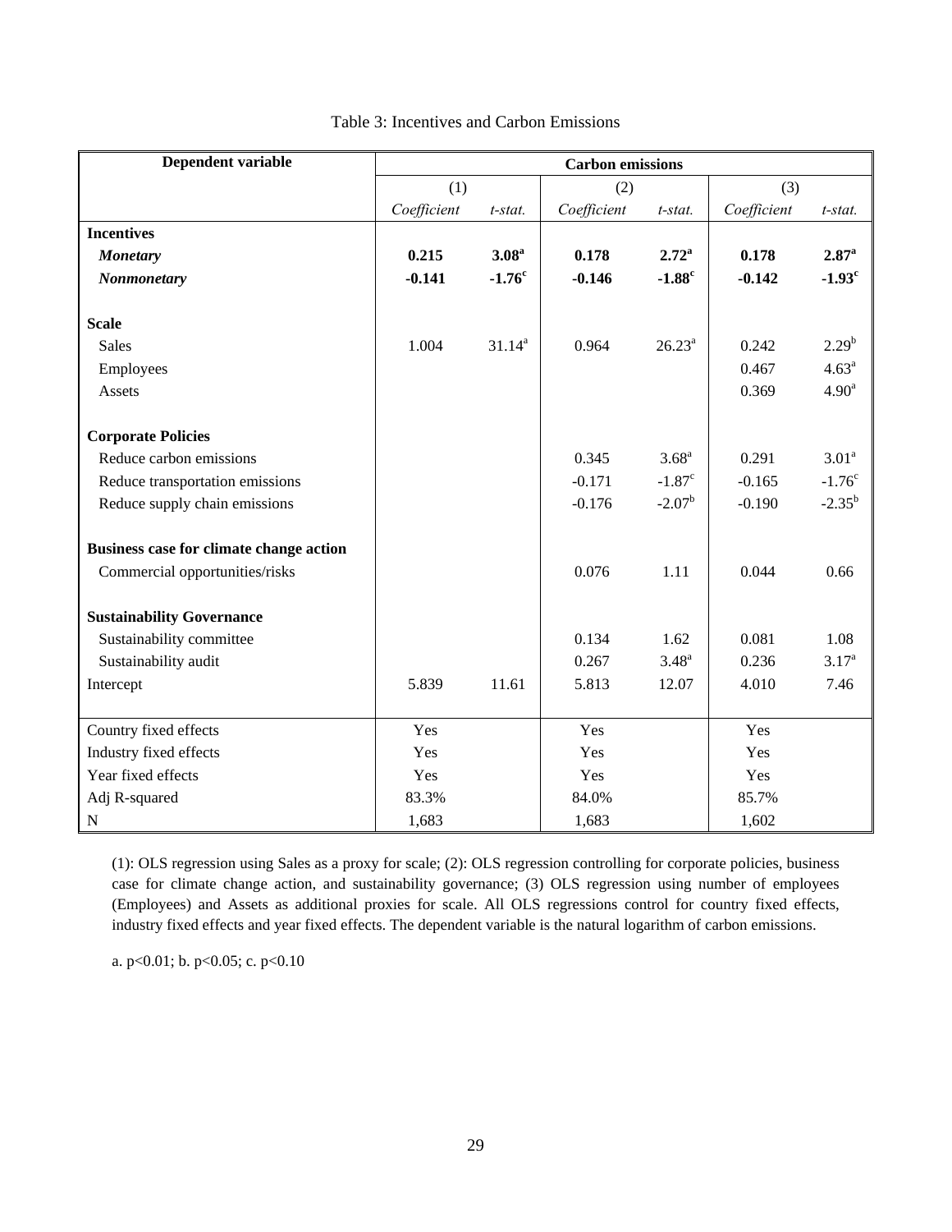Table 3: Incentives and Carbon Emissions

| Dependent variable | Carbon emissions | | | | | |
|---|---|---|---|---|---|---|
| | (1) | | (2) | | (3) | |
| | *Coefficient* | *t-stat.* | *Coefficient* | *t-stat.* | *Coefficient* | *t-stat.* |
| **Incentives** | | | | | | |
| ***Monetary*** | **0.215** | **3.08[a]** | **0.178** | **2.72[a]** | **0.178** | **2.87[a]** |
| ***Nonmonetary*** | **-0.141** | **-1.76[c]** | **-0.146** | **-1.88[c]** | **-0.142** | **-1.93[c]** |
| **Scale** | | | | | | |
| Sales | 1.004 | 31.14[a] | 0.964 | 26.23[a] | 0.242 | 2.29[b] |
| Employees | | | | | 0.467 | 4.63[a] |
| Assets | | | | | 0.369 | 4.90[a] |
| **Corporate Policies** | | | | | | |
| Reduce carbon emissions | | | 0.345 | 3.68[a] | 0.291 | 3.01[a] |
| Reduce transportation emissions | | | -0.171 | -1.87[c] | -0.165 | -1.76[c] |
| Reduce supply chain emissions | | | -0.176 | -2.07[b] | -0.190 | -2.35[b] |
| **Business case for climate change action** | | | | | | |
| Commercial opportunities/risks | | | 0.076 | 1.11 | 0.044 | 0.66 |
| **Sustainability Governance** | | | | | | |
| Sustainability committee | | | 0.134 | 1.62 | 0.081 | 1.08 |
| Sustainability audit | | | 0.267 | 3.48[a] | 0.236 | 3.17[a] |
| Intercept | 5.839 | 11.61 | 5.813 | 12.07 | 4.010 | 7.46 |
| Country fixed effects | Yes | | Yes | | Yes | |
| Industry fixed effects | Yes | | Yes | | Yes | |
| Year fixed effects | Yes | | Yes | | Yes | |
| Adj R-squared | 83.3% | | 84.0% | | 85.7% | |
| N | 1,683 | | 1,683 | | 1,602 | |

(1): OLS regression using Sales as a proxy for scale; (2): OLS regression controlling for corporate policies, business case for climate change action, and sustainability governance; (3) OLS regression using number of employees (Employees) and Assets as additional proxies for scale. All OLS regressions control for country fixed effects, industry fixed effects and year fixed effects. The dependent variable is the natural logarithm of carbon emissions.

a. $p<0.01$; b. $p<0.05$; c. $p<0.10$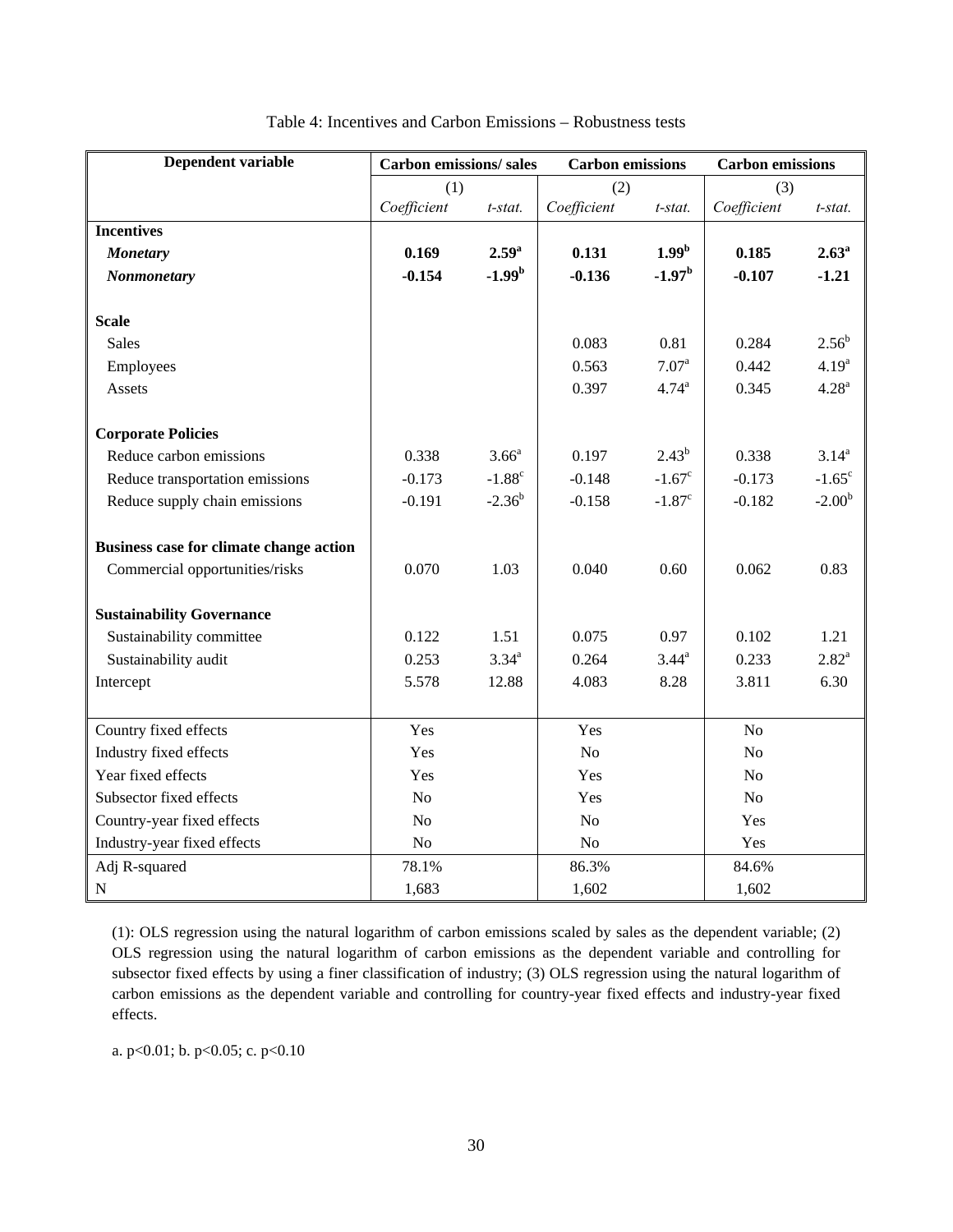Table 4: Incentives and Carbon Emissions – Robustness tests

| Dependent variable | Carbon emissions/ sales | | Carbon emissions | | Carbon emissions | |
|---|---|---|---|---|---|---|
| | (1) | | (2) | | (3) | |
| | *Coefficient* | *t-stat.* | *Coefficient* | *t-stat.* | *Coefficient* | *t-stat.* |
| **Incentives** | | | | | | |
| ***Monetary*** | **0.169** | **2.59[a]** | **0.131** | **1.99[b]** | **0.185** | **2.63[a]** |
| ***Nonmonetary*** | **-0.154** | **-1.99[b]** | **-0.136** | **-1.97[b]** | **-0.107** | **-1.21** |
| **Scale** | | | | | | |
| Sales | | | 0.083 | 0.81 | 0.284 | 2.56[b] |
| Employees | | | 0.563 | 7.07[a] | 0.442 | 4.19[a] |
| Assets | | | 0.397 | 4.74[a] | 0.345 | 4.28[a] |
| **Corporate Policies** | | | | | | |
| Reduce carbon emissions | 0.338 | 3.66[a] | 0.197 | 2.43[b] | 0.338 | 3.14[a] |
| Reduce transportation emissions | -0.173 | -1.88[c] | -0.148 | -1.67[c] | -0.173 | -1.65[c] |
| Reduce supply chain emissions | -0.191 | -2.36[b] | -0.158 | -1.87[c] | -0.182 | -2.00[b] |
| **Business case for climate change action** | | | | | | |
| Commercial opportunities/risks | 0.070 | 1.03 | 0.040 | 0.60 | 0.062 | 0.83 |
| **Sustainability Governance** | | | | | | |
| Sustainability committee | 0.122 | 1.51 | 0.075 | 0.97 | 0.102 | 1.21 |
| Sustainability audit | 0.253 | 3.34[a] | 0.264 | 3.44[a] | 0.233 | 2.82[a] |
| Intercept | 5.578 | 12.88 | 4.083 | 8.28 | 3.811 | 6.30 |
| Country fixed effects | Yes | | Yes | | No | |
| Industry fixed effects | Yes | | No | | No | |
| Year fixed effects | Yes | | Yes | | No | |
| Subsector fixed effects | No | | Yes | | No | |
| Country-year fixed effects | No | | No | | Yes | |
| Industry-year fixed effects | No | | No | | Yes | |
| Adj R-squared | 78.1% | | 86.3% | | 84.6% | |
| N | 1,683 | | 1,602 | | 1,602 | |

(1): OLS regression using the natural logarithm of carbon emissions scaled by sales as the dependent variable; (2) OLS regression using the natural logarithm of carbon emissions as the dependent variable and controlling for subsector fixed effects by using a finer classification of industry; (3) OLS regression using the natural logarithm of carbon emissions as the dependent variable and controlling for country-year fixed effects and industry-year fixed effects.

a. $p<0.01$; b. $p<0.05$; c. $p<0.10$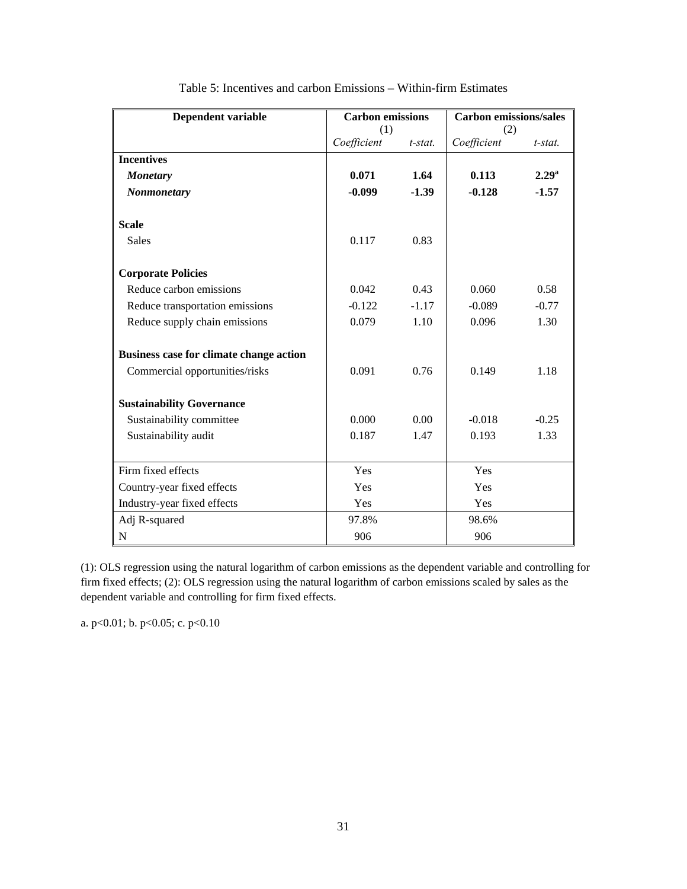Table 5: Incentives and carbon Emissions – Within-firm Estimates

| Dependent variable | Carbon emissions (1) | | Carbon emissions/sales (2) | |
|---|---|---|---|---|
| | *Coefficient* | *t-stat.* | *Coefficient* | *t-stat.* |
| **Incentives** | | | | |
| ***Monetary*** | **0.071** | **1.64** | **0.113** | **2.29[a]** |
| ***Nonmonetary*** | **-0.099** | **-1.39** | **-0.128** | **-1.57** |
| **Scale** | | | | |
| Sales | 0.117 | 0.83 | | |
| **Corporate Policies** | | | | |
| Reduce carbon emissions | 0.042 | 0.43 | 0.060 | 0.58 |
| Reduce transportation emissions | -0.122 | -1.17 | -0.089 | -0.77 |
| Reduce supply chain emissions | 0.079 | 1.10 | 0.096 | 1.30 |
| **Business case for climate change action** | | | | |
| Commercial opportunities/risks | 0.091 | 0.76 | 0.149 | 1.18 |
| **Sustainability Governance** | | | | |
| Sustainability committee | 0.000 | 0.00 | -0.018 | -0.25 |
| Sustainability audit | 0.187 | 1.47 | 0.193 | 1.33 |
| Firm fixed effects | Yes | | Yes | |
| Country-year fixed effects | Yes | | Yes | |
| Industry-year fixed effects | Yes | | Yes | |
| Adj R-squared | 97.8% | | 98.6% | |
| N | 906 | | 906 | |

(1): OLS regression using the natural logarithm of carbon emissions as the dependent variable and controlling for firm fixed effects; (2): OLS regression using the natural logarithm of carbon emissions scaled by sales as the dependent variable and controlling for firm fixed effects.

a. $p<0.01$; b. $p<0.05$; c. $p<0.10$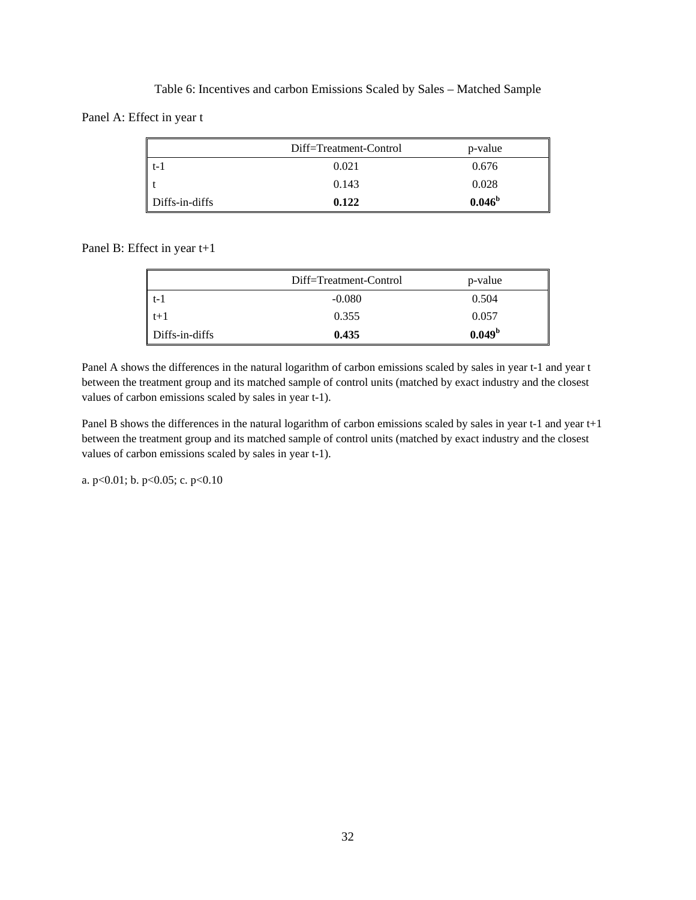Table 6: Incentives and carbon Emissions Scaled by Sales – Matched Sample

Panel A: Effect in year t

| | Diff=Treatment-Control | p-value |
|---|---|---|
| t-1 | 0.021 | 0.676 |
| t | 0.143 | 0.028 |
| Diffs-in-diffs | **0.122** | **0.046**[b] |

Panel B: Effect in year t+1

| | Diff=Treatment-Control | p-value |
|---|---|---|
| t-1 | -0.080 | 0.504 |
| t+1 | 0.355 | 0.057 |
| Diffs-in-diffs | **0.435** | **0.049**[b] |

Panel A shows the differences in the natural logarithm of carbon emissions scaled by sales in year t-1 and year t between the treatment group and its matched sample of control units (matched by exact industry and the closest values of carbon emissions scaled by sales in year t-1).

Panel B shows the differences in the natural logarithm of carbon emissions scaled by sales in year t-1 and year t+1 between the treatment group and its matched sample of control units (matched by exact industry and the closest values of carbon emissions scaled by sales in year t-1).

a. $p<0.01$; b. $p<0.05$; c. $p<0.10$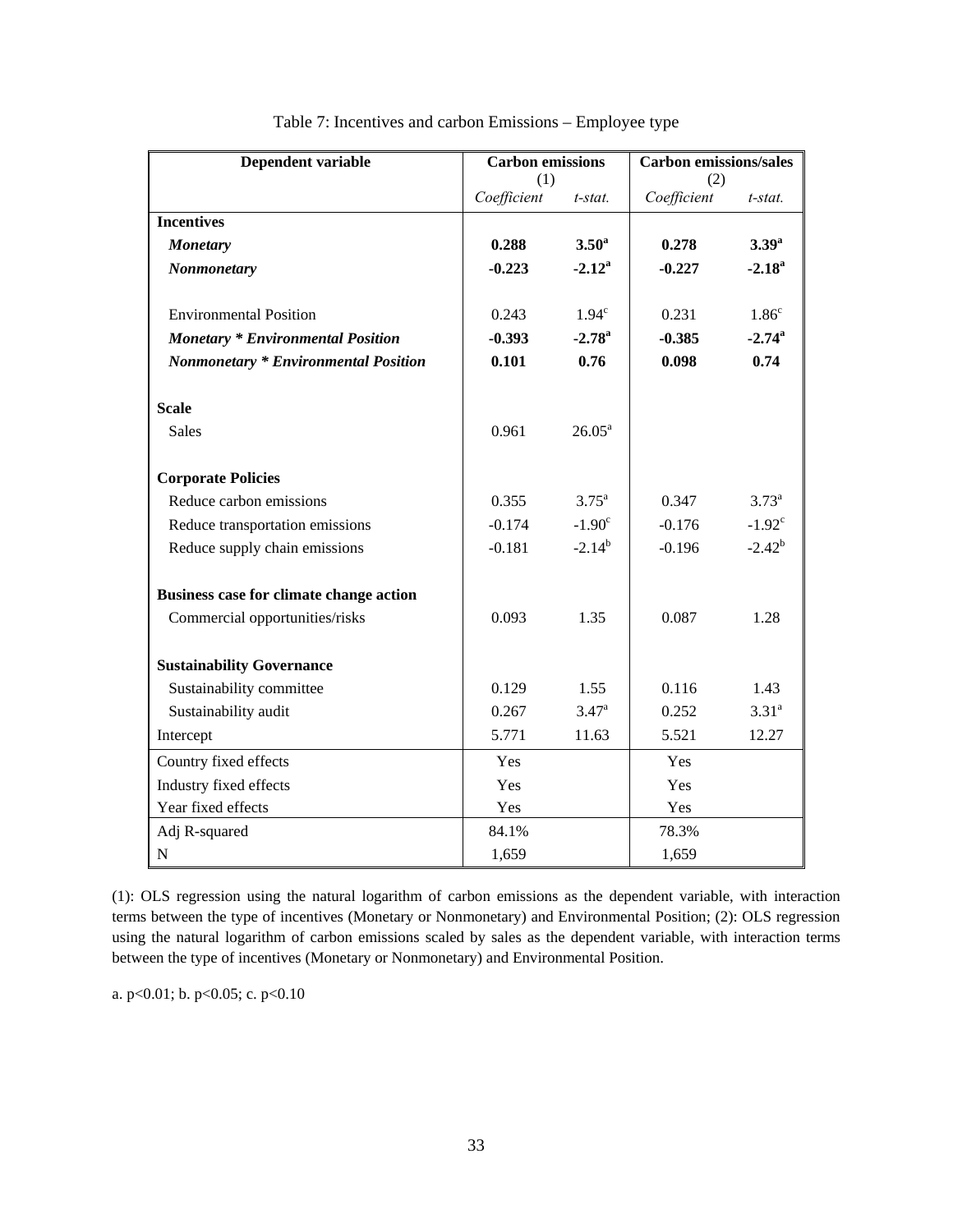Table 7: Incentives and carbon Emissions – Employee type

| Dependent variable | Carbon emissions (1) | | Carbon emissions/sales (2) | |
|---|---|---|---|---|
| | *Coefficient* | *t-stat.* | *Coefficient* | *t-stat.* |
| **Incentives** | | | | |
| ***Monetary*** | **0.288** | **3.50[a]** | **0.278** | **3.39[a]** |
| ***Nonmonetary*** | **-0.223** | **-2.12[a]** | **-0.227** | **-2.18[a]** |
| Environmental Position | 0.243 | 1.94[c] | 0.231 | 1.86[c] |
| ***Monetary * Environmental Position*** | **-0.393** | **-2.78[a]** | **-0.385** | **-2.74[a]** |
| ***Nonmonetary * Environmental Position*** | **0.101** | **0.76** | **0.098** | **0.74** |
| **Scale** | | | | |
| Sales | 0.961 | 26.05[a] | | |
| **Corporate Policies** | | | | |
| Reduce carbon emissions | 0.355 | 3.75[a] | 0.347 | 3.73[a] |
| Reduce transportation emissions | -0.174 | -1.90[c] | -0.176 | -1.92[c] |
| Reduce supply chain emissions | -0.181 | -2.14[b] | -0.196 | -2.42[b] |
| **Business case for climate change action** | | | | |
| Commercial opportunities/risks | 0.093 | 1.35 | 0.087 | 1.28 |
| **Sustainability Governance** | | | | |
| Sustainability committee | 0.129 | 1.55 | 0.116 | 1.43 |
| Sustainability audit | 0.267 | 3.47[a] | 0.252 | 3.31[a] |
| Intercept | 5.771 | 11.63 | 5.521 | 12.27 |
| Country fixed effects | Yes | | Yes | |
| Industry fixed effects | Yes | | Yes | |
| Year fixed effects | Yes | | Yes | |
| Adj R-squared | 84.1% | | 78.3% | |
| N | 1,659 | | 1,659 | |

(1): OLS regression using the natural logarithm of carbon emissions as the dependent variable, with interaction terms between the type of incentives (Monetary or Nonmonetary) and Environmental Position; (2): OLS regression using the natural logarithm of carbon emissions scaled by sales as the dependent variable, with interaction terms between the type of incentives (Monetary or Nonmonetary) and Environmental Position.

a. $p<0.01$; b. $p<0.05$; c. $p<0.10$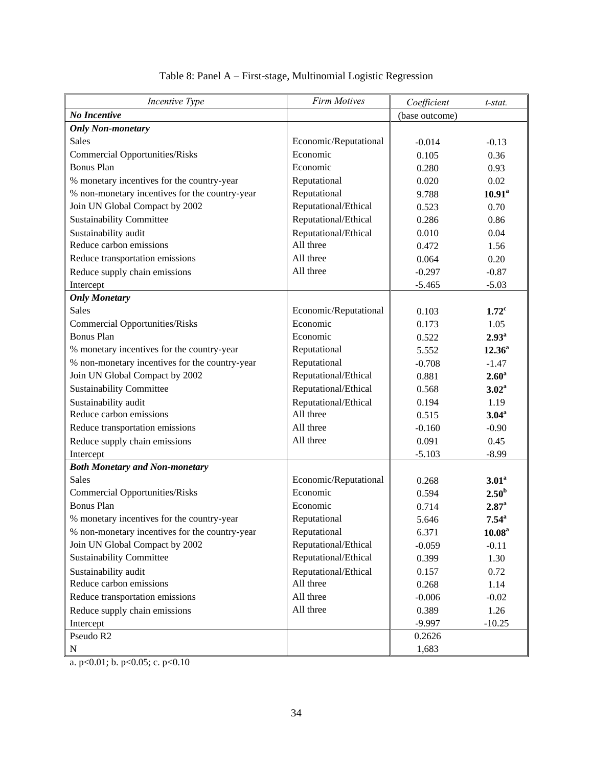Table 8: Panel A – First-stage, Multinomial Logistic Regression

| *Incentive Type* | *Firm Motives* | *Coefficient* | *t-stat.* |
|---|---|---|---|
| ***No Incentive*** | | (base outcome) | |
| ***Only Non-monetary*** | | | |
| Sales | Economic/Reputational | -0.014 | -0.13 |
| Commercial Opportunities/Risks | Economic | 0.105 | 0.36 |
| Bonus Plan | Economic | 0.280 | 0.93 |
| % monetary incentives for the country-year | Reputational | 0.020 | 0.02 |
| % non-monetary incentives for the country-year | Reputational | 9.788 | **10.91**[a] |
| Join UN Global Compact by 2002 | Reputational/Ethical | 0.523 | 0.70 |
| Sustainability Committee | Reputational/Ethical | 0.286 | 0.86 |
| Sustainability audit | Reputational/Ethical | 0.010 | 0.04 |
| Reduce carbon emissions | All three | 0.472 | 1.56 |
| Reduce transportation emissions | All three | 0.064 | 0.20 |
| Reduce supply chain emissions | All three | -0.297 | -0.87 |
| Intercept | | -5.465 | -5.03 |
| ***Only Monetary*** | | | |
| Sales | Economic/Reputational | 0.103 | **1.72**[c] |
| Commercial Opportunities/Risks | Economic | 0.173 | 1.05 |
| Bonus Plan | Economic | 0.522 | **2.93**[a] |
| % monetary incentives for the country-year | Reputational | 5.552 | **12.36**[a] |
| % non-monetary incentives for the country-year | Reputational | -0.708 | -1.47 |
| Join UN Global Compact by 2002 | Reputational/Ethical | 0.881 | **2.60**[a] |
| Sustainability Committee | Reputational/Ethical | 0.568 | **3.02**[a] |
| Sustainability audit | Reputational/Ethical | 0.194 | 1.19 |
| Reduce carbon emissions | All three | 0.515 | **3.04**[a] |
| Reduce transportation emissions | All three | -0.160 | -0.90 |
| Reduce supply chain emissions | All three | 0.091 | 0.45 |
| Intercept | | -5.103 | -8.99 |
| ***Both Monetary and Non-monetary*** | | | |
| Sales | Economic/Reputational | 0.268 | **3.01**[a] |
| Commercial Opportunities/Risks | Economic | 0.594 | **2.50**[b] |
| Bonus Plan | Economic | 0.714 | **2.87**[a] |
| % monetary incentives for the country-year | Reputational | 5.646 | **7.54**[a] |
| % non-monetary incentives for the country-year | Reputational | 6.371 | **10.08**[a] |
| Join UN Global Compact by 2002 | Reputational/Ethical | -0.059 | -0.11 |
| Sustainability Committee | Reputational/Ethical | 0.399 | 1.30 |
| Sustainability audit | Reputational/Ethical | 0.157 | 0.72 |
| Reduce carbon emissions | All three | 0.268 | 1.14 |
| Reduce transportation emissions | All three | -0.006 | -0.02 |
| Reduce supply chain emissions | All three | 0.389 | 1.26 |
| Intercept | | -9.997 | -10.25 |
| Pseudo R2 | | 0.2626 | |
| N | | 1,683 | |

a. $p<0.01$; b. $p<0.05$; c. $p<0.10$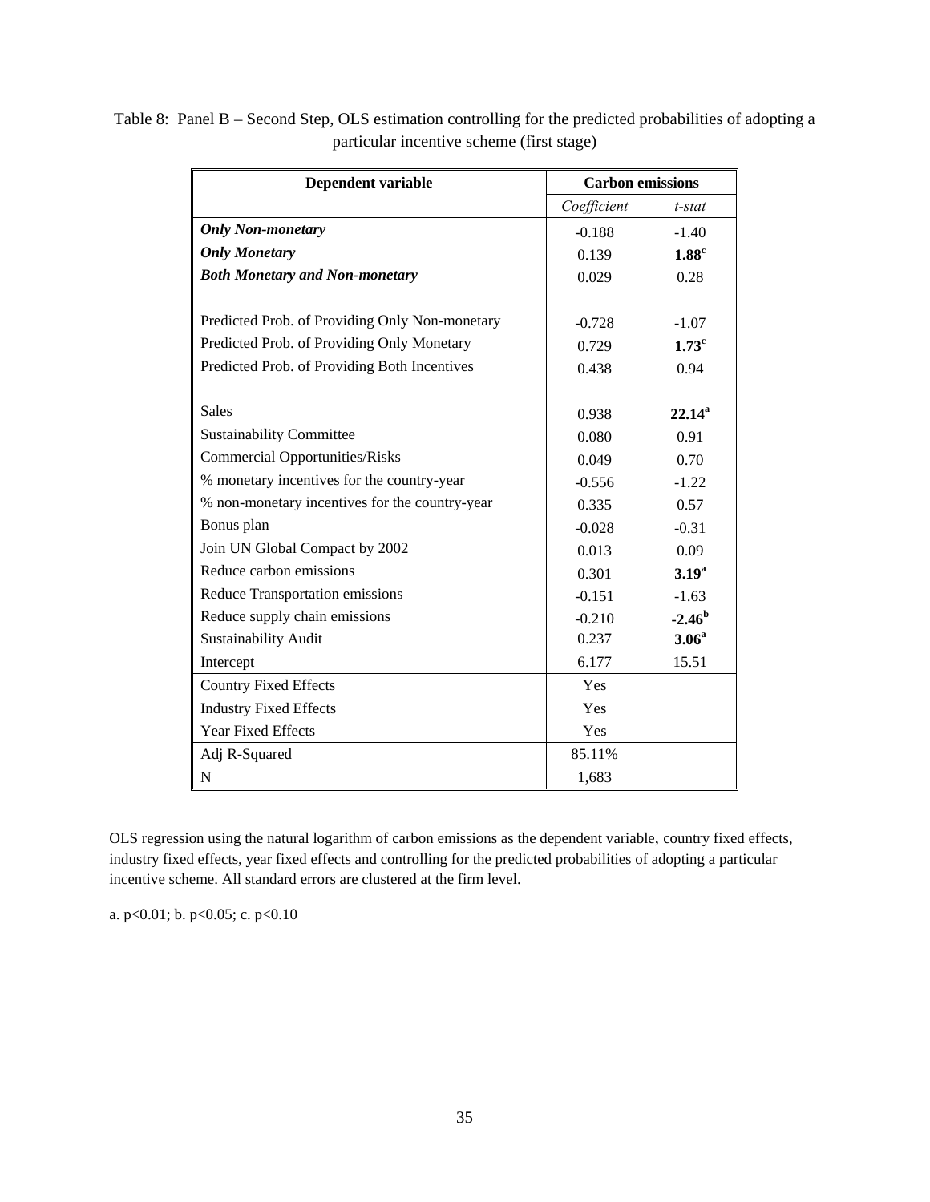Table 8: Panel B – Second Step, OLS estimation controlling for the predicted probabilities of adopting a particular incentive scheme (first stage)

| Dependent variable | Carbon emissions | |
|---|---|---|
| | *Coefficient* | *t-stat* |
| ***Only Non-monetary*** | -0.188 | -1.40 |
| ***Only Monetary*** | 0.139 | **1.88**[c] |
| ***Both Monetary and Non-monetary*** | 0.029 | 0.28 |
| | | |
| Predicted Prob. of Providing Only Non-monetary | -0.728 | -1.07 |
| Predicted Prob. of Providing Only Monetary | 0.729 | **1.73**[c] |
| Predicted Prob. of Providing Both Incentives | 0.438 | 0.94 |
| | | |
| Sales | 0.938 | **22.14**[a] |
| Sustainability Committee | 0.080 | 0.91 |
| Commercial Opportunities/Risks | 0.049 | 0.70 |
| % monetary incentives for the country-year | -0.556 | -1.22 |
| % non-monetary incentives for the country-year | 0.335 | 0.57 |
| Bonus plan | -0.028 | -0.31 |
| Join UN Global Compact by 2002 | 0.013 | 0.09 |
| Reduce carbon emissions | 0.301 | **3.19**[a] |
| Reduce Transportation emissions | -0.151 | -1.63 |
| Reduce supply chain emissions | -0.210 | **-2.46**[b] |
| Sustainability Audit | 0.237 | **3.06**[a] |
| Intercept | 6.177 | 15.51 |
| Country Fixed Effects | Yes | |
| Industry Fixed Effects | Yes | |
| Year Fixed Effects | Yes | |
| Adj R-Squared | 85.11% | |
| N | 1,683 | |

OLS regression using the natural logarithm of carbon emissions as the dependent variable, country fixed effects, industry fixed effects, year fixed effects and controlling for the predicted probabilities of adopting a particular incentive scheme. All standard errors are clustered at the firm level.

a. $p<0.01$; b. $p<0.05$; c. $p<0.10$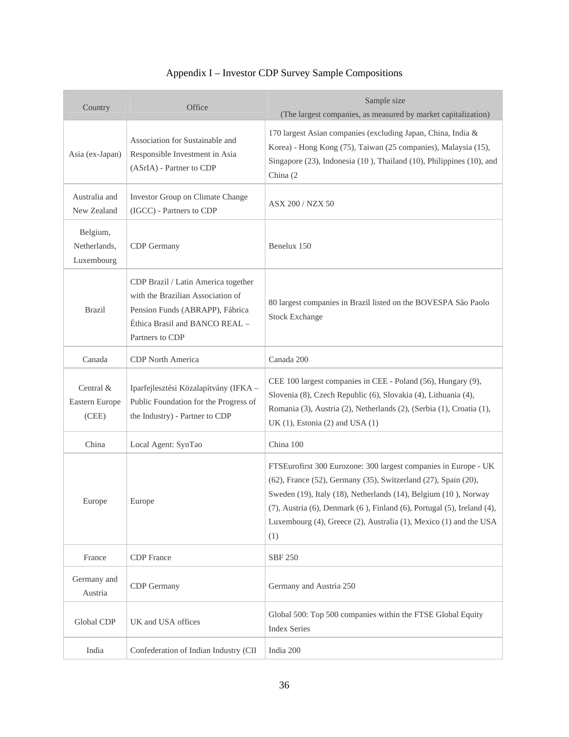# Appendix I – Investor CDP Survey Sample Compositions

| Country | Office | Sample size (The largest companies, as measured by market capitalization) |
|---|---|---|
| Asia (ex-Japan) | Association for Sustainable and Responsible Investment in Asia (ASrIA) - Partner to CDP | 170 largest Asian companies (excluding Japan, China, India & Korea) - Hong Kong (75), Taiwan (25 companies), Malaysia (15), Singapore (23), Indonesia (10 ), Thailand (10), Philippines (10), and China (2 |
| Australia and New Zealand | Investor Group on Climate Change (IGCC) - Partners to CDP | ASX 200 / NZX 50 |
| Belgium, Netherlands, Luxembourg | CDP Germany | Benelux 150 |
| Brazil | CDP Brazil / Latin America together with the Brazilian Association of Pension Funds (ABRAPP), Fábrica Éthica Brasil and BANCO REAL – Partners to CDP | 80 largest companies in Brazil listed on the BOVESPA São Paolo Stock Exchange |
| Canada | CDP North America | Canada 200 |
| Central & Eastern Europe (CEE) | Iparfejlesztési Közalapítvány (IFKA – Public Foundation for the Progress of the Industry) - Partner to CDP | CEE 100 largest companies in CEE - Poland (56), Hungary (9), Slovenia (8), Czech Republic (6), Slovakia (4), Lithuania (4), Romania (3), Austria (2), Netherlands (2), (Serbia (1), Croatia (1), UK (1), Estonia (2) and USA (1) |
| China | Local Agent: SynTao | China 100 |
| Europe | Europe | FTSEurofirst 300 Eurozone: 300 largest companies in Europe - UK (62), France (52), Germany (35), Switzerland (27), Spain (20), Sweden (19), Italy (18), Netherlands (14), Belgium (10 ), Norway (7), Austria (6), Denmark (6 ), Finland (6), Portugal (5), Ireland (4), Luxembourg (4), Greece (2), Australia (1), Mexico (1) and the USA (1) |
| France | CDP France | SBF 250 |
| Germany and Austria | CDP Germany | Germany and Austria 250 |
| Global CDP | UK and USA offices | Global 500: Top 500 companies within the FTSE Global Equity Index Series |
| India | Confederation of Indian Industry (CII | India 200 |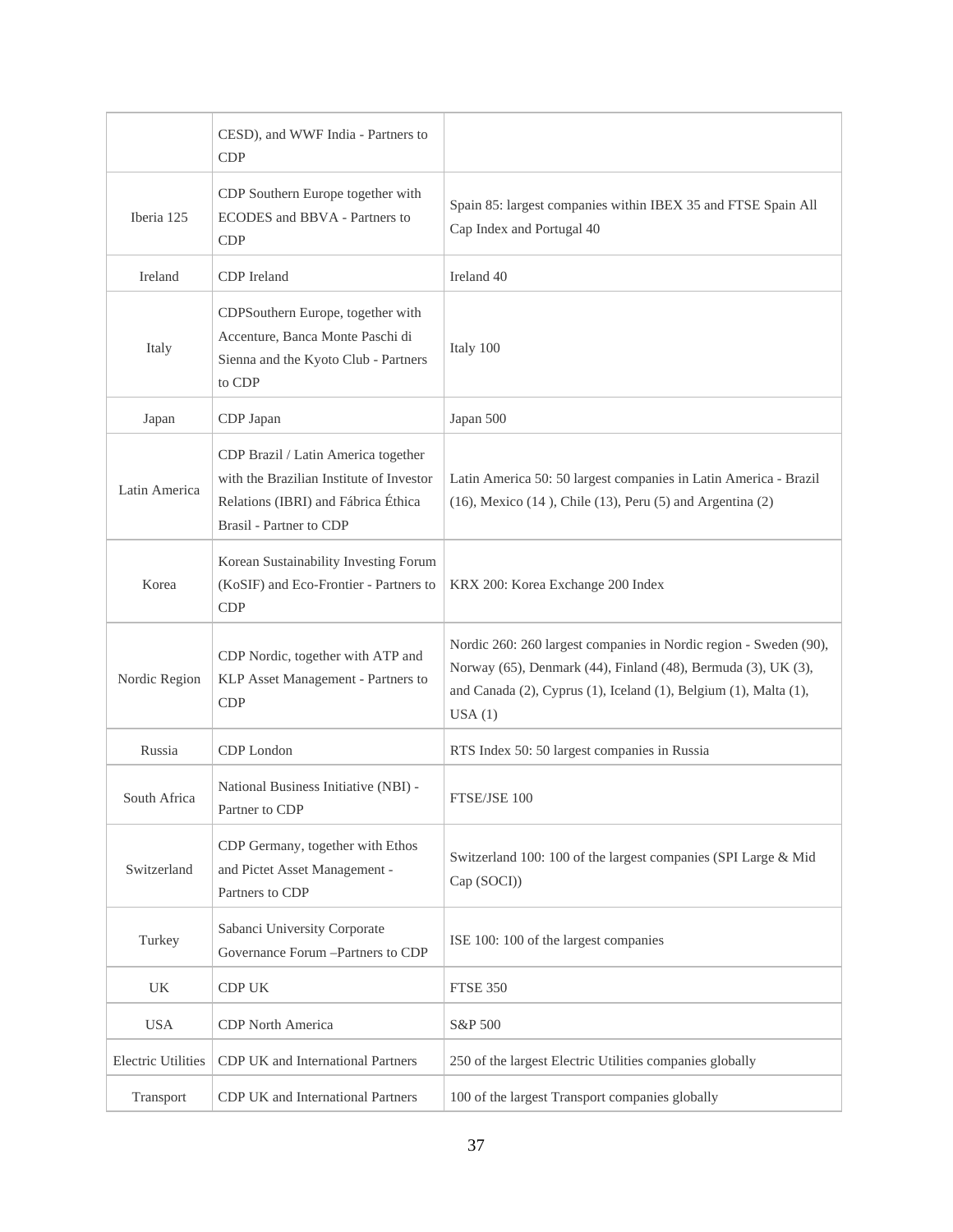| | | |
|---|---|---|
| | CESD), and WWF India - Partners to CDP | |
| Iberia 125 | CDP Southern Europe together with ECODES and BBVA - Partners to CDP | Spain 85: largest companies within IBEX 35 and FTSE Spain All Cap Index and Portugal 40 |
| Ireland | CDP Ireland | Ireland 40 |
| Italy | CDPSouthern Europe, together with Accenture, Banca Monte Paschi di Sienna and the Kyoto Club - Partners to CDP | Italy 100 |
| Japan | CDP Japan | Japan 500 |
| Latin America | CDP Brazil / Latin America together with the Brazilian Institute of Investor Relations (IBRI) and Fábrica Éthica Brasil - Partner to CDP | Latin America 50: 50 largest companies in Latin America - Brazil (16), Mexico (14 ), Chile (13), Peru (5) and Argentina (2) |
| Korea | Korean Sustainability Investing Forum (KoSIF) and Eco-Frontier - Partners to CDP | KRX 200: Korea Exchange 200 Index |
| Nordic Region | CDP Nordic, together with ATP and KLP Asset Management - Partners to CDP | Nordic 260: 260 largest companies in Nordic region - Sweden (90), Norway (65), Denmark (44), Finland (48), Bermuda (3), UK (3), and Canada (2), Cyprus (1), Iceland (1), Belgium (1), Malta (1), USA (1) |
| Russia | CDP London | RTS Index 50: 50 largest companies in Russia |
| South Africa | National Business Initiative (NBI) - Partner to CDP | FTSE/JSE 100 |
| Switzerland | CDP Germany, together with Ethos and Pictet Asset Management - Partners to CDP | Switzerland 100: 100 of the largest companies (SPI Large & Mid Cap (SOCI)) |
| Turkey | Sabanci University Corporate Governance Forum –Partners to CDP | ISE 100: 100 of the largest companies |
| UK | CDP UK | FTSE 350 |
| USA | CDP North America | S&P 500 |
| Electric Utilities | CDP UK and International Partners | 250 of the largest Electric Utilities companies globally |
| Transport | CDP UK and International Partners | 100 of the largest Transport companies globally |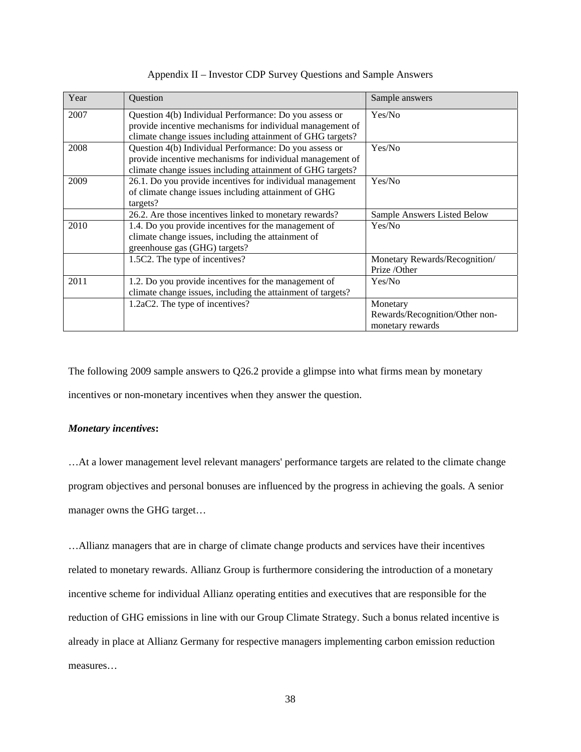Appendix II – Investor CDP Survey Questions and Sample Answers

| Year | Question | Sample answers |
|---|---|---|
| 2007 | Question 4(b) Individual Performance: Do you assess or provide incentive mechanisms for individual management of climate change issues including attainment of GHG targets? | Yes/No |
| 2008 | Question 4(b) Individual Performance: Do you assess or provide incentive mechanisms for individual management of climate change issues including attainment of GHG targets? | Yes/No |
| 2009 | 26.1. Do you provide incentives for individual management of climate change issues including attainment of GHG targets? | Yes/No |
| | 26.2. Are those incentives linked to monetary rewards? | Sample Answers Listed Below |
| 2010 | 1.4. Do you provide incentives for the management of climate change issues, including the attainment of greenhouse gas (GHG) targets? | Yes/No |
| | 1.5C2. The type of incentives? | Monetary Rewards/Recognition/ Prize /Other |
| 2011 | 1.2. Do you provide incentives for the management of climate change issues, including the attainment of targets? | Yes/No |
| | 1.2aC2. The type of incentives? | Monetary Rewards/Recognition/Other non-monetary rewards |

The following 2009 sample answers to Q26.2 provide a glimpse into what firms mean by monetary incentives or non-monetary incentives when they answer the question.

***Monetary incentives*:**

…At a lower management level relevant managers' performance targets are related to the climate change program objectives and personal bonuses are influenced by the progress in achieving the goals. A senior manager owns the GHG target…

…Allianz managers that are in charge of climate change products and services have their incentives related to monetary rewards. Allianz Group is furthermore considering the introduction of a monetary incentive scheme for individual Allianz operating entities and executives that are responsible for the reduction of GHG emissions in line with our Group Climate Strategy. Such a bonus related incentive is already in place at Allianz Germany for respective managers implementing carbon emission reduction measures…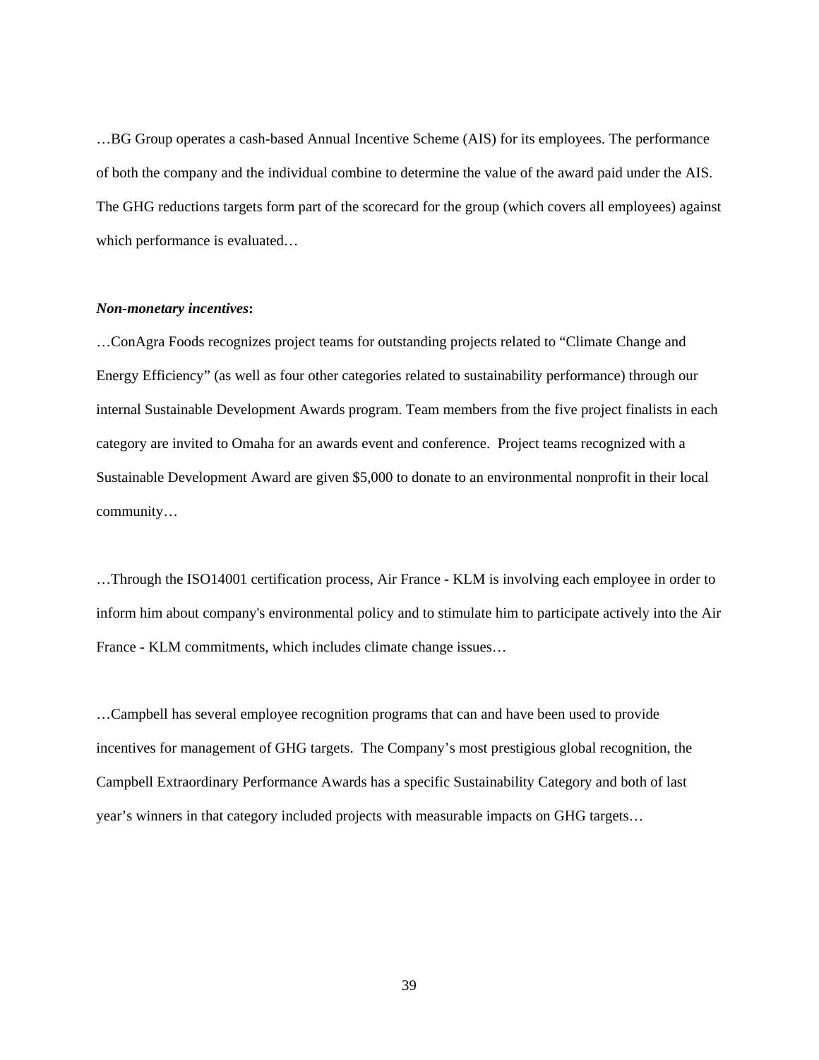…BG Group operates a cash-based Annual Incentive Scheme (AIS) for its employees. The performance of both the company and the individual combine to determine the value of the award paid under the AIS. The GHG reductions targets form part of the scorecard for the group (which covers all employees) against which performance is evaluated…

***Non-monetary incentives*:**

…ConAgra Foods recognizes project teams for outstanding projects related to "Climate Change and Energy Efficiency" (as well as four other categories related to sustainability performance) through our internal Sustainable Development Awards program. Team members from the five project finalists in each category are invited to Omaha for an awards event and conference. Project teams recognized with a Sustainable Development Award are given $5,000 to donate to an environmental nonprofit in their local community…

…Through the ISO14001 certification process, Air France - KLM is involving each employee in order to inform him about company's environmental policy and to stimulate him to participate actively into the Air France - KLM commitments, which includes climate change issues…

…Campbell has several employee recognition programs that can and have been used to provide incentives for management of GHG targets. The Company's most prestigious global recognition, the Campbell Extraordinary Performance Awards has a specific Sustainability Category and both of last year's winners in that category included projects with measurable impacts on GHG targets…